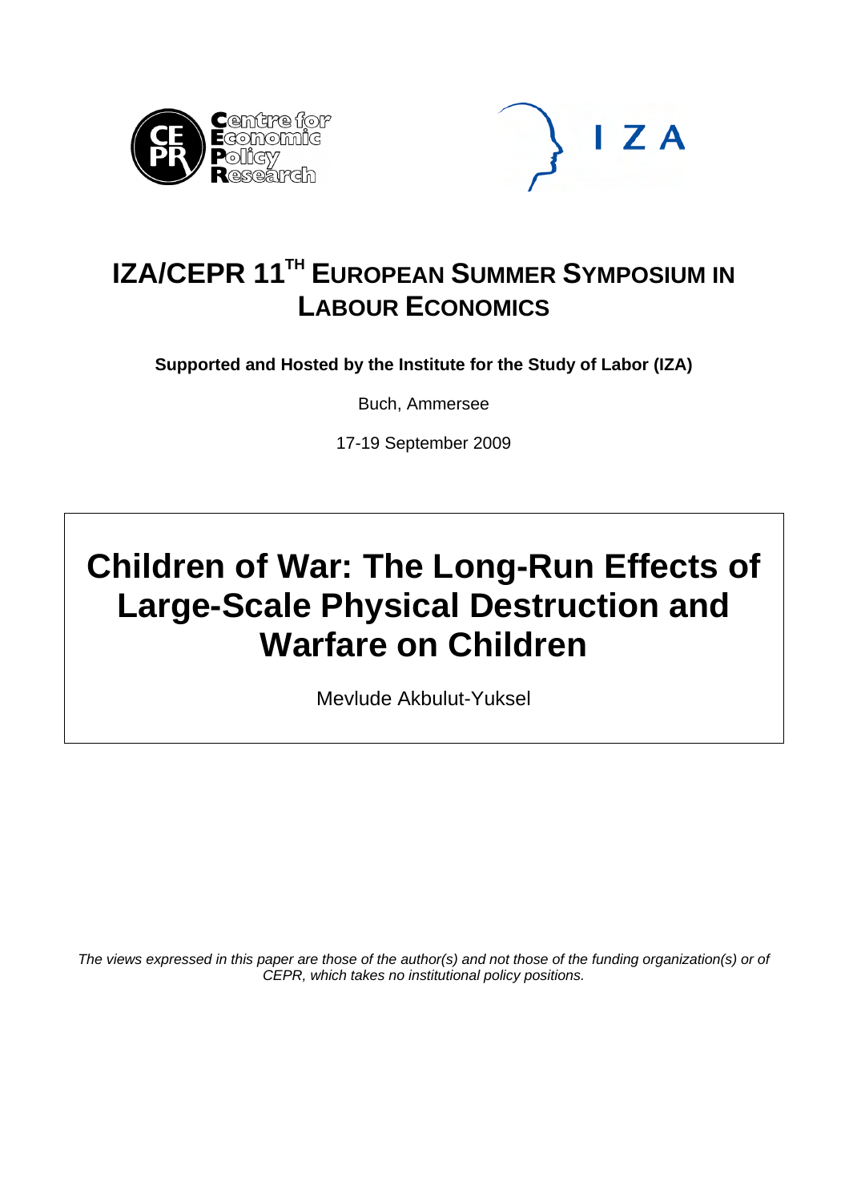# IZA/CEPR 11[TH] EUROPEAN SUMMER SYMPOSIUM IN LABOUR ECONOMICS

**Supported and Hosted by the Institute for the Study of Labor (IZA)**

Buch, Ammersee

17-19 September 2009

# Children of War: The Long-Run Effects of Large-Scale Physical Destruction and Warfare on Children

Mevlude Akbulut-Yuksel

*The views expressed in this paper are those of the author(s) and not those of the funding organization(s) or of CEPR, which takes no institutional policy positions.*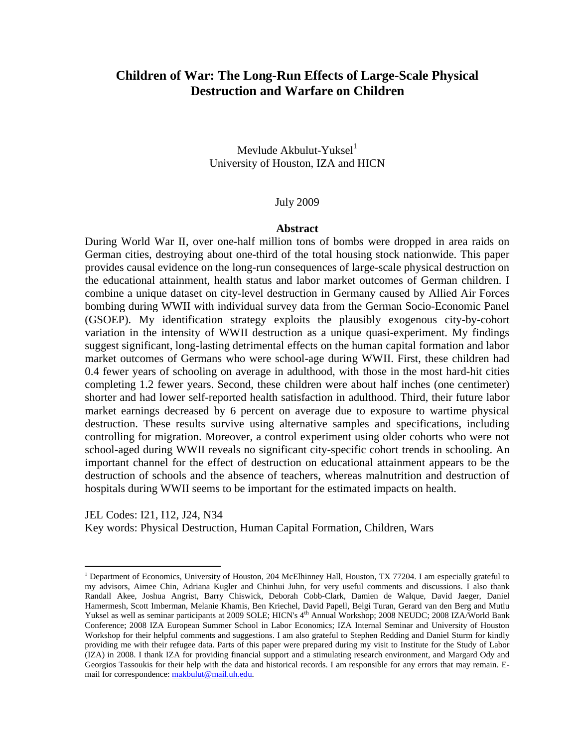# Children of War: The Long-Run Effects of Large-Scale Physical Destruction and Warfare on Children

Mevlude Akbulut-Yuksel[1]
University of Houston, IZA and HICN

July 2009

## Abstract

During World War II, over one-half million tons of bombs were dropped in area raids on German cities, destroying about one-third of the total housing stock nationwide. This paper provides causal evidence on the long-run consequences of large-scale physical destruction on the educational attainment, health status and labor market outcomes of German children. I combine a unique dataset on city-level destruction in Germany caused by Allied Air Forces bombing during WWII with individual survey data from the German Socio-Economic Panel (GSOEP). My identification strategy exploits the plausibly exogenous city-by-cohort variation in the intensity of WWII destruction as a unique quasi-experiment. My findings suggest significant, long-lasting detrimental effects on the human capital formation and labor market outcomes of Germans who were school-age during WWII. First, these children had 0.4 fewer years of schooling on average in adulthood, with those in the most hard-hit cities completing 1.2 fewer years. Second, these children were about half inches (one centimeter) shorter and had lower self-reported health satisfaction in adulthood. Third, their future labor market earnings decreased by 6 percent on average due to exposure to wartime physical destruction. These results survive using alternative samples and specifications, including controlling for migration. Moreover, a control experiment using older cohorts who were not school-aged during WWII reveals no significant city-specific cohort trends in schooling. An important channel for the effect of destruction on educational attainment appears to be the destruction of schools and the absence of teachers, whereas malnutrition and destruction of hospitals during WWII seems to be important for the estimated impacts on health.

JEL Codes: I21, I12, J24, N34
Key words: Physical Destruction, Human Capital Formation, Children, Wars

---

[1] Department of Economics, University of Houston, 204 McElhinney Hall, Houston, TX 77204. I am especially grateful to my advisors, Aimee Chin, Adriana Kugler and Chinhui Juhn, for very useful comments and discussions. I also thank Randall Akee, Joshua Angrist, Barry Chiswick, Deborah Cobb-Clark, Damien de Walque, David Jaeger, Daniel Hamermesh, Scott Imberman, Melanie Khamis, Ben Kriechel, David Papell, Belgi Turan, Gerard van den Berg and Mutlu Yuksel as well as seminar participants at 2009 SOLE; HICN's 4th Annual Workshop; 2008 NEUDC; 2008 IZA/World Bank Conference; 2008 IZA European Summer School in Labor Economics; IZA Internal Seminar and University of Houston Workshop for their helpful comments and suggestions. I am also grateful to Stephen Redding and Daniel Sturm for kindly providing me with their refugee data. Parts of this paper were prepared during my visit to Institute for the Study of Labor (IZA) in 2008. I thank IZA for providing financial support and a stimulating research environment, and Margard Ody and Georgios Tassoukis for their help with the data and historical records. I am responsible for any errors that may remain. E-mail for correspondence: makbulut@mail.uh.edu.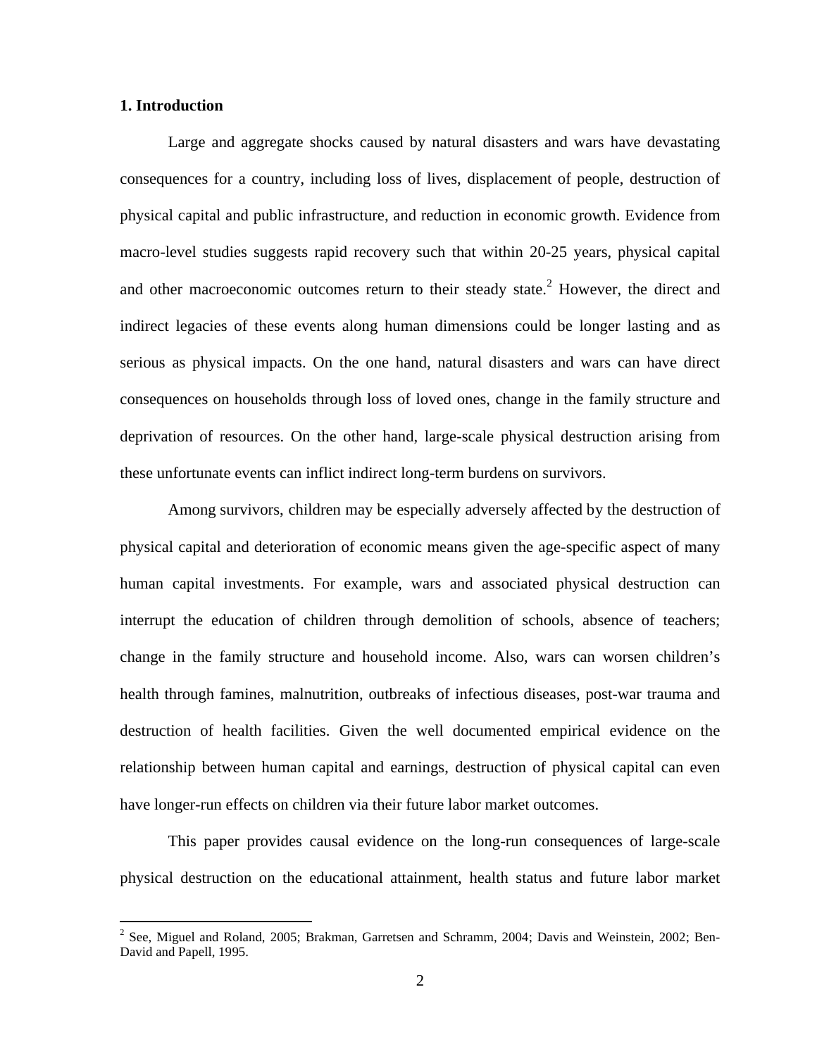## 1. Introduction

Large and aggregate shocks caused by natural disasters and wars have devastating consequences for a country, including loss of lives, displacement of people, destruction of physical capital and public infrastructure, and reduction in economic growth. Evidence from macro-level studies suggests rapid recovery such that within 20-25 years, physical capital and other macroeconomic outcomes return to their steady state.[2] However, the direct and indirect legacies of these events along human dimensions could be longer lasting and as serious as physical impacts. On the one hand, natural disasters and wars can have direct consequences on households through loss of loved ones, change in the family structure and deprivation of resources. On the other hand, large-scale physical destruction arising from these unfortunate events can inflict indirect long-term burdens on survivors.

Among survivors, children may be especially adversely affected by the destruction of physical capital and deterioration of economic means given the age-specific aspect of many human capital investments. For example, wars and associated physical destruction can interrupt the education of children through demolition of schools, absence of teachers; change in the family structure and household income. Also, wars can worsen children's health through famines, malnutrition, outbreaks of infectious diseases, post-war trauma and destruction of health facilities. Given the well documented empirical evidence on the relationship between human capital and earnings, destruction of physical capital can even have longer-run effects on children via their future labor market outcomes.

This paper provides causal evidence on the long-run consequences of large-scale physical destruction on the educational attainment, health status and future labor market

[2] See, Miguel and Roland, 2005; Brakman, Garretsen and Schramm, 2004; Davis and Weinstein, 2002; Ben-David and Papell, 1995.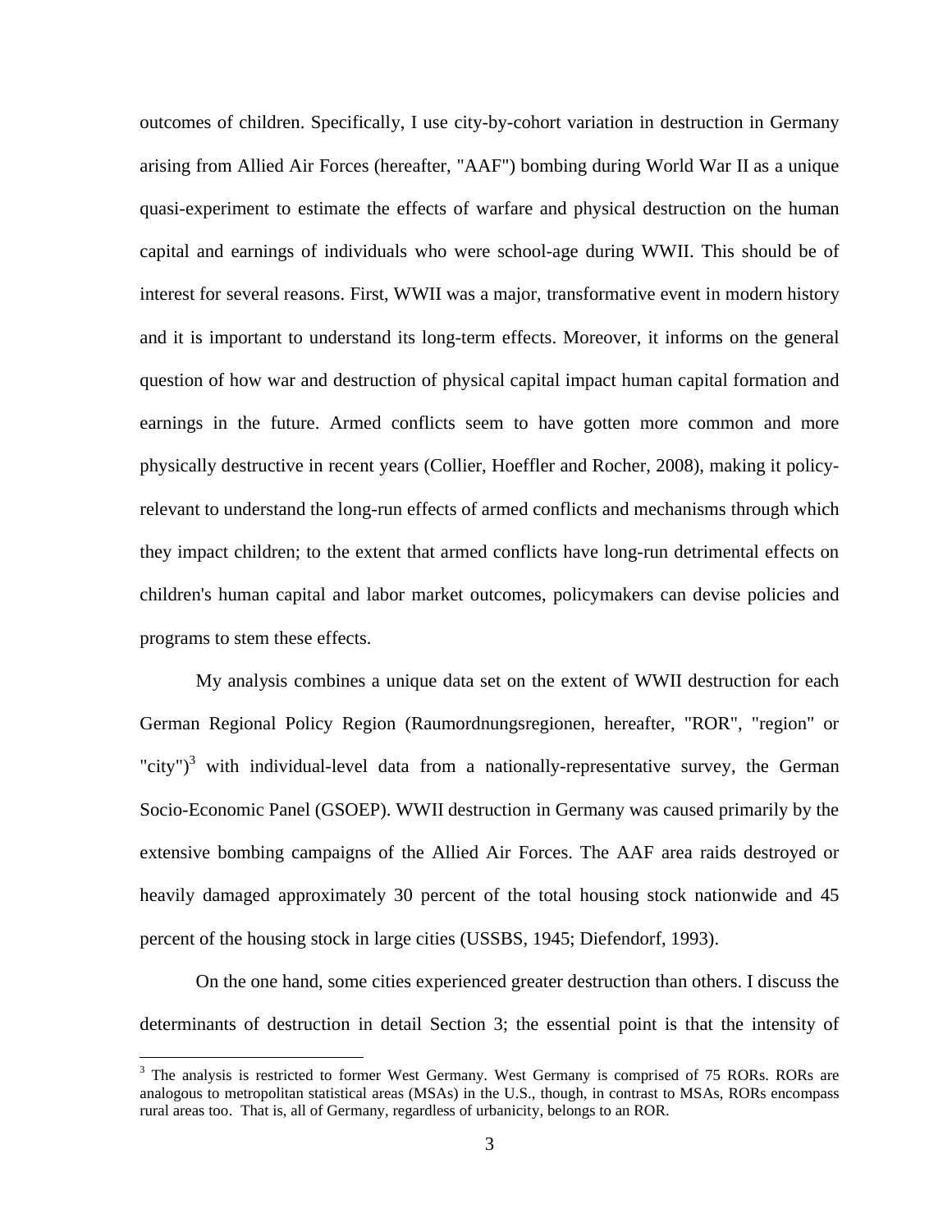outcomes of children. Specifically, I use city-by-cohort variation in destruction in Germany arising from Allied Air Forces (hereafter, "AAF") bombing during World War II as a unique quasi-experiment to estimate the effects of warfare and physical destruction on the human capital and earnings of individuals who were school-age during WWII. This should be of interest for several reasons. First, WWII was a major, transformative event in modern history and it is important to understand its long-term effects. Moreover, it informs on the general question of how war and destruction of physical capital impact human capital formation and earnings in the future. Armed conflicts seem to have gotten more common and more physically destructive in recent years (Collier, Hoeffler and Rocher, 2008), making it policy-relevant to understand the long-run effects of armed conflicts and mechanisms through which they impact children; to the extent that armed conflicts have long-run detrimental effects on children's human capital and labor market outcomes, policymakers can devise policies and programs to stem these effects.

My analysis combines a unique data set on the extent of WWII destruction for each German Regional Policy Region (Raumordnungsregionen, hereafter, "ROR", "region" or "city")[3] with individual-level data from a nationally-representative survey, the German Socio-Economic Panel (GSOEP). WWII destruction in Germany was caused primarily by the extensive bombing campaigns of the Allied Air Forces. The AAF area raids destroyed or heavily damaged approximately 30 percent of the total housing stock nationwide and 45 percent of the housing stock in large cities (USSBS, 1945; Diefendorf, 1993).

On the one hand, some cities experienced greater destruction than others. I discuss the determinants of destruction in detail Section 3; the essential point is that the intensity of

[3] The analysis is restricted to former West Germany. West Germany is comprised of 75 RORs. RORs are analogous to metropolitan statistical areas (MSAs) in the U.S., though, in contrast to MSAs, RORs encompass rural areas too. That is, all of Germany, regardless of urbanicity, belongs to an ROR.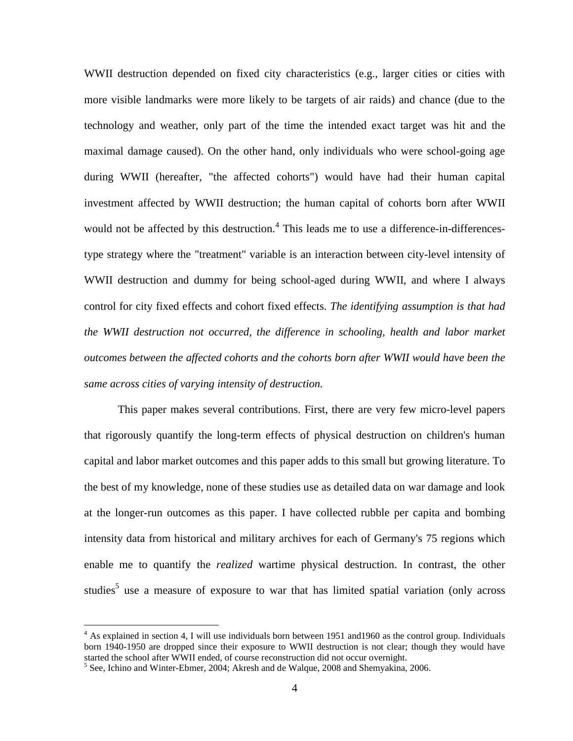WWII destruction depended on fixed city characteristics (e.g., larger cities or cities with more visible landmarks were more likely to be targets of air raids) and chance (due to the technology and weather, only part of the time the intended exact target was hit and the maximal damage caused). On the other hand, only individuals who were school-going age during WWII (hereafter, "the affected cohorts") would have had their human capital investment affected by WWII destruction; the human capital of cohorts born after WWII would not be affected by this destruction.[4] This leads me to use a difference-in-differences-type strategy where the "treatment" variable is an interaction between city-level intensity of WWII destruction and dummy for being school-aged during WWII, and where I always control for city fixed effects and cohort fixed effects. *The identifying assumption is that had the WWII destruction not occurred, the difference in schooling, health and labor market outcomes between the affected cohorts and the cohorts born after WWII would have been the same across cities of varying intensity of destruction.*

This paper makes several contributions. First, there are very few micro-level papers that rigorously quantify the long-term effects of physical destruction on children's human capital and labor market outcomes and this paper adds to this small but growing literature. To the best of my knowledge, none of these studies use as detailed data on war damage and look at the longer-run outcomes as this paper. I have collected rubble per capita and bombing intensity data from historical and military archives for each of Germany's 75 regions which enable me to quantify the *realized* wartime physical destruction. In contrast, the other studies[5] use a measure of exposure to war that has limited spatial variation (only across

---

[4] As explained in section 4, I will use individuals born between 1951 and1960 as the control group. Individuals born 1940-1950 are dropped since their exposure to WWII destruction is not clear; though they would have started the school after WWII ended, of course reconstruction did not occur overnight.

[5] See, Ichino and Winter-Ebmer, 2004; Akresh and de Walque, 2008 and Shemyakina, 2006.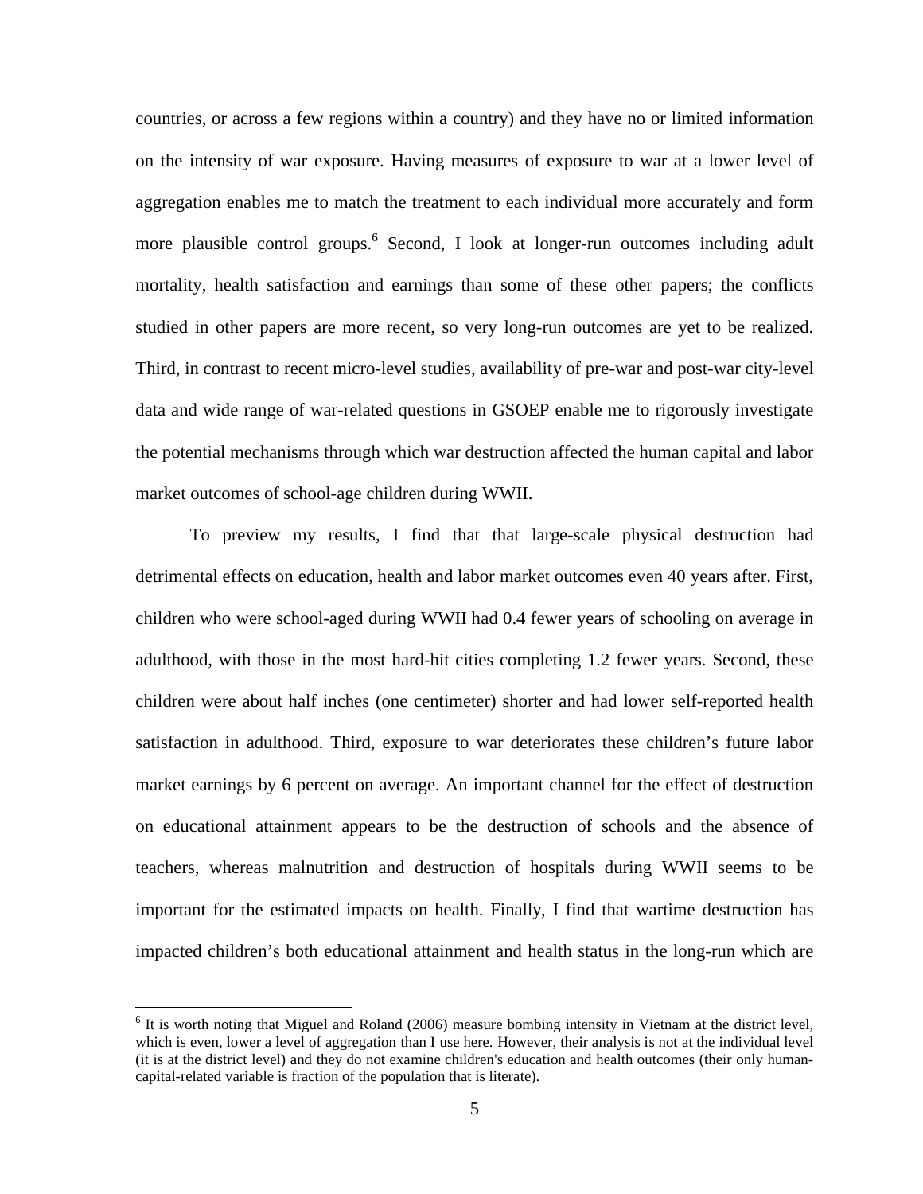countries, or across a few regions within a country) and they have no or limited information on the intensity of war exposure. Having measures of exposure to war at a lower level of aggregation enables me to match the treatment to each individual more accurately and form more plausible control groups.[6] Second, I look at longer-run outcomes including adult mortality, health satisfaction and earnings than some of these other papers; the conflicts studied in other papers are more recent, so very long-run outcomes are yet to be realized. Third, in contrast to recent micro-level studies, availability of pre-war and post-war city-level data and wide range of war-related questions in GSOEP enable me to rigorously investigate the potential mechanisms through which war destruction affected the human capital and labor market outcomes of school-age children during WWII.

To preview my results, I find that that large-scale physical destruction had detrimental effects on education, health and labor market outcomes even 40 years after. First, children who were school-aged during WWII had 0.4 fewer years of schooling on average in adulthood, with those in the most hard-hit cities completing 1.2 fewer years. Second, these children were about half inches (one centimeter) shorter and had lower self-reported health satisfaction in adulthood. Third, exposure to war deteriorates these children's future labor market earnings by 6 percent on average. An important channel for the effect of destruction on educational attainment appears to be the destruction of schools and the absence of teachers, whereas malnutrition and destruction of hospitals during WWII seems to be important for the estimated impacts on health. Finally, I find that wartime destruction has impacted children's both educational attainment and health status in the long-run which are

---

[6] It is worth noting that Miguel and Roland (2006) measure bombing intensity in Vietnam at the district level, which is even, lower a level of aggregation than I use here. However, their analysis is not at the individual level (it is at the district level) and they do not examine children's education and health outcomes (their only human-capital-related variable is fraction of the population that is literate).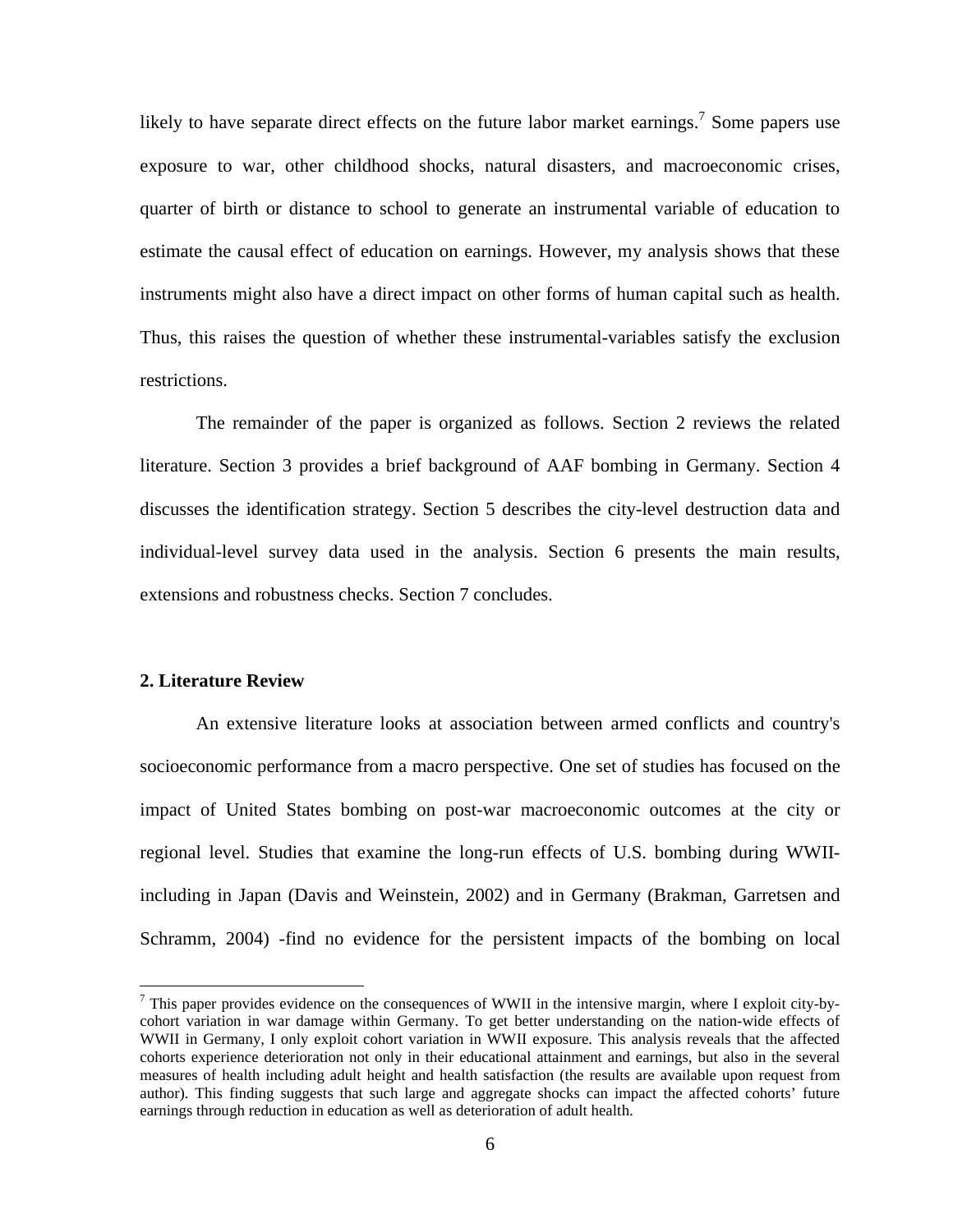likely to have separate direct effects on the future labor market earnings.[7] Some papers use exposure to war, other childhood shocks, natural disasters, and macroeconomic crises, quarter of birth or distance to school to generate an instrumental variable of education to estimate the causal effect of education on earnings. However, my analysis shows that these instruments might also have a direct impact on other forms of human capital such as health. Thus, this raises the question of whether these instrumental-variables satisfy the exclusion restrictions.

The remainder of the paper is organized as follows. Section 2 reviews the related literature. Section 3 provides a brief background of AAF bombing in Germany. Section 4 discusses the identification strategy. Section 5 describes the city-level destruction data and individual-level survey data used in the analysis. Section 6 presents the main results, extensions and robustness checks. Section 7 concludes.

## 2. Literature Review

An extensive literature looks at association between armed conflicts and country's socioeconomic performance from a macro perspective. One set of studies has focused on the impact of United States bombing on post-war macroeconomic outcomes at the city or regional level. Studies that examine the long-run effects of U.S. bombing during WWII-including in Japan (Davis and Weinstein, 2002) and in Germany (Brakman, Garretsen and Schramm, 2004) -find no evidence for the persistent impacts of the bombing on local

[7] This paper provides evidence on the consequences of WWII in the intensive margin, where I exploit city-by-cohort variation in war damage within Germany. To get better understanding on the nation-wide effects of WWII in Germany, I only exploit cohort variation in WWII exposure. This analysis reveals that the affected cohorts experience deterioration not only in their educational attainment and earnings, but also in the several measures of health including adult height and health satisfaction (the results are available upon request from author). This finding suggests that such large and aggregate shocks can impact the affected cohorts' future earnings through reduction in education as well as deterioration of adult health.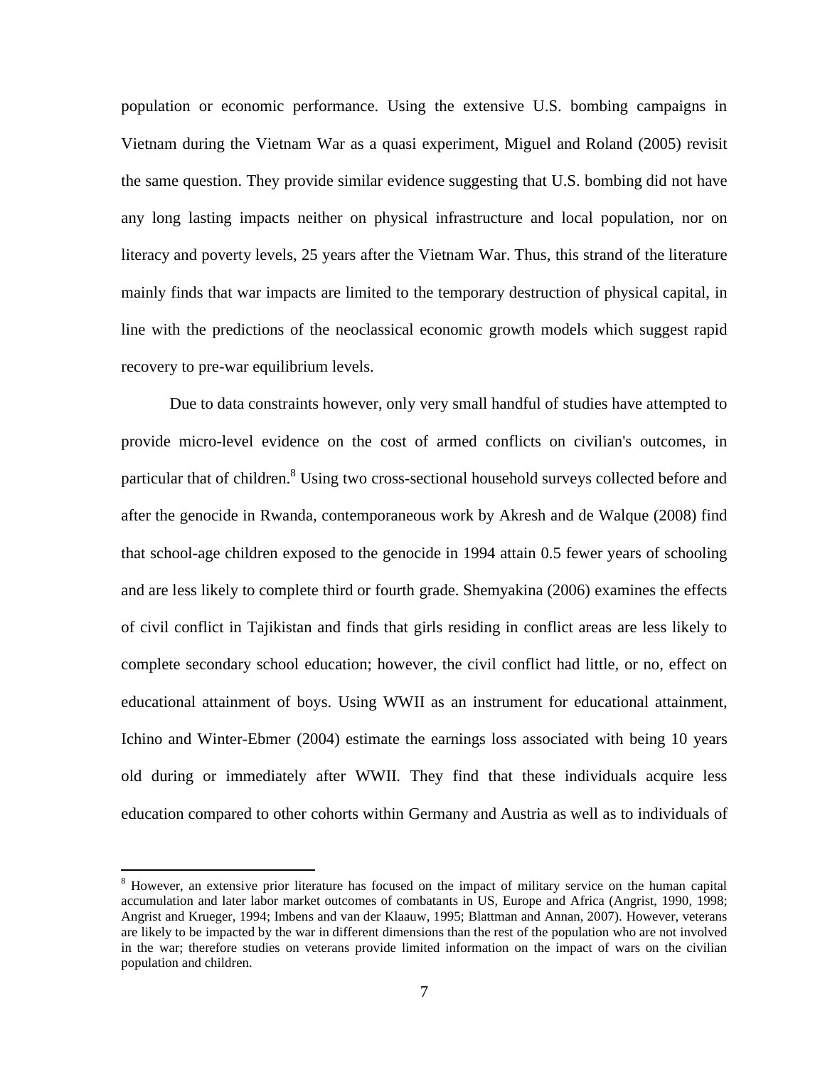population or economic performance. Using the extensive U.S. bombing campaigns in Vietnam during the Vietnam War as a quasi experiment, Miguel and Roland (2005) revisit the same question. They provide similar evidence suggesting that U.S. bombing did not have any long lasting impacts neither on physical infrastructure and local population, nor on literacy and poverty levels, 25 years after the Vietnam War. Thus, this strand of the literature mainly finds that war impacts are limited to the temporary destruction of physical capital, in line with the predictions of the neoclassical economic growth models which suggest rapid recovery to pre-war equilibrium levels.

Due to data constraints however, only very small handful of studies have attempted to provide micro-level evidence on the cost of armed conflicts on civilian's outcomes, in particular that of children.[8] Using two cross-sectional household surveys collected before and after the genocide in Rwanda, contemporaneous work by Akresh and de Walque (2008) find that school-age children exposed to the genocide in 1994 attain 0.5 fewer years of schooling and are less likely to complete third or fourth grade. Shemyakina (2006) examines the effects of civil conflict in Tajikistan and finds that girls residing in conflict areas are less likely to complete secondary school education; however, the civil conflict had little, or no, effect on educational attainment of boys. Using WWII as an instrument for educational attainment, Ichino and Winter-Ebmer (2004) estimate the earnings loss associated with being 10 years old during or immediately after WWII. They find that these individuals acquire less education compared to other cohorts within Germany and Austria as well as to individuals of

---

[8] However, an extensive prior literature has focused on the impact of military service on the human capital accumulation and later labor market outcomes of combatants in US, Europe and Africa (Angrist, 1990, 1998; Angrist and Krueger, 1994; Imbens and van der Klaauw, 1995; Blattman and Annan, 2007). However, veterans are likely to be impacted by the war in different dimensions than the rest of the population who are not involved in the war; therefore studies on veterans provide limited information on the impact of wars on the civilian population and children.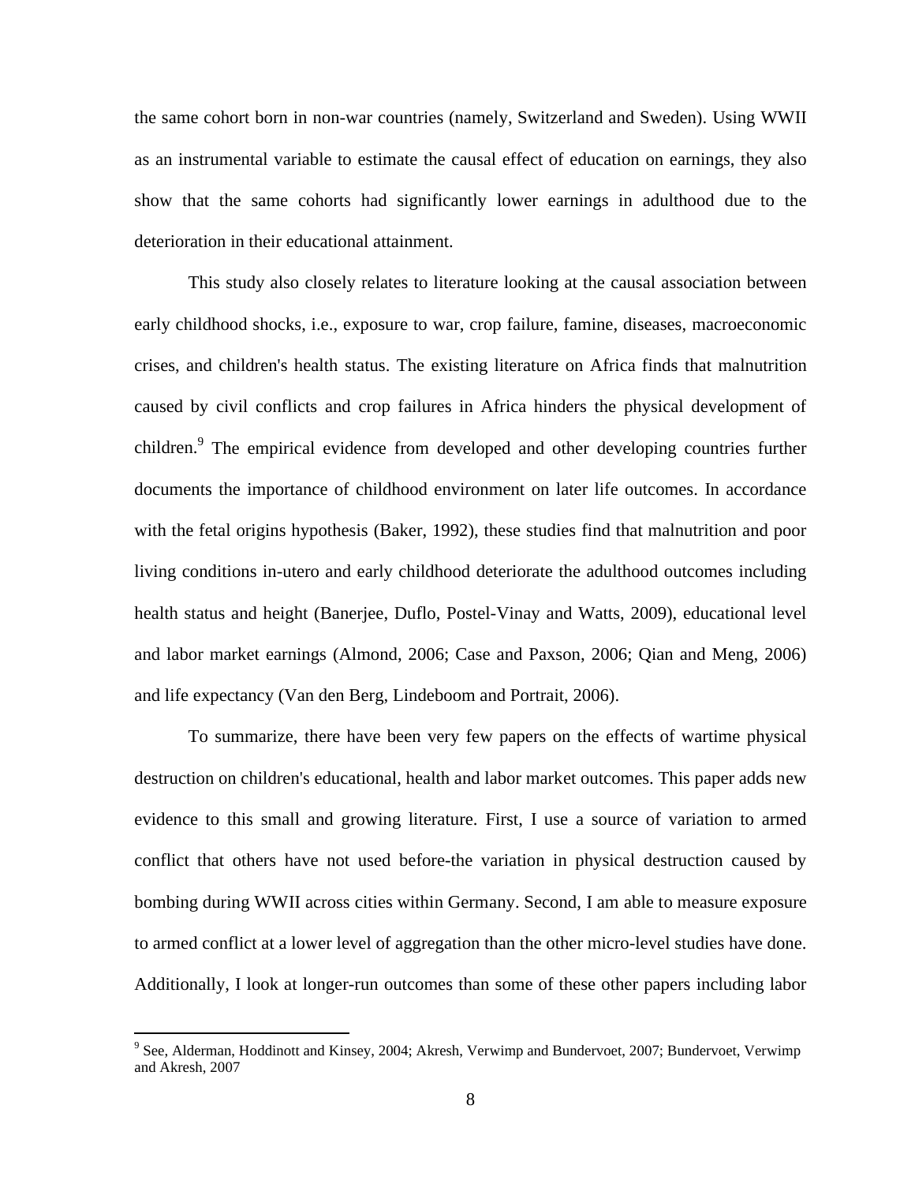the same cohort born in non-war countries (namely, Switzerland and Sweden). Using WWII as an instrumental variable to estimate the causal effect of education on earnings, they also show that the same cohorts had significantly lower earnings in adulthood due to the deterioration in their educational attainment.

This study also closely relates to literature looking at the causal association between early childhood shocks, i.e., exposure to war, crop failure, famine, diseases, macroeconomic crises, and children's health status. The existing literature on Africa finds that malnutrition caused by civil conflicts and crop failures in Africa hinders the physical development of children.[9] The empirical evidence from developed and other developing countries further documents the importance of childhood environment on later life outcomes. In accordance with the fetal origins hypothesis (Baker, 1992), these studies find that malnutrition and poor living conditions in-utero and early childhood deteriorate the adulthood outcomes including health status and height (Banerjee, Duflo, Postel-Vinay and Watts, 2009), educational level and labor market earnings (Almond, 2006; Case and Paxson, 2006; Qian and Meng, 2006) and life expectancy (Van den Berg, Lindeboom and Portrait, 2006).

To summarize, there have been very few papers on the effects of wartime physical destruction on children's educational, health and labor market outcomes. This paper adds new evidence to this small and growing literature. First, I use a source of variation to armed conflict that others have not used before-the variation in physical destruction caused by bombing during WWII across cities within Germany. Second, I am able to measure exposure to armed conflict at a lower level of aggregation than the other micro-level studies have done. Additionally, I look at longer-run outcomes than some of these other papers including labor

[9] See, Alderman, Hoddinott and Kinsey, 2004; Akresh, Verwimp and Bundervoet, 2007; Bundervoet, Verwimp and Akresh, 2007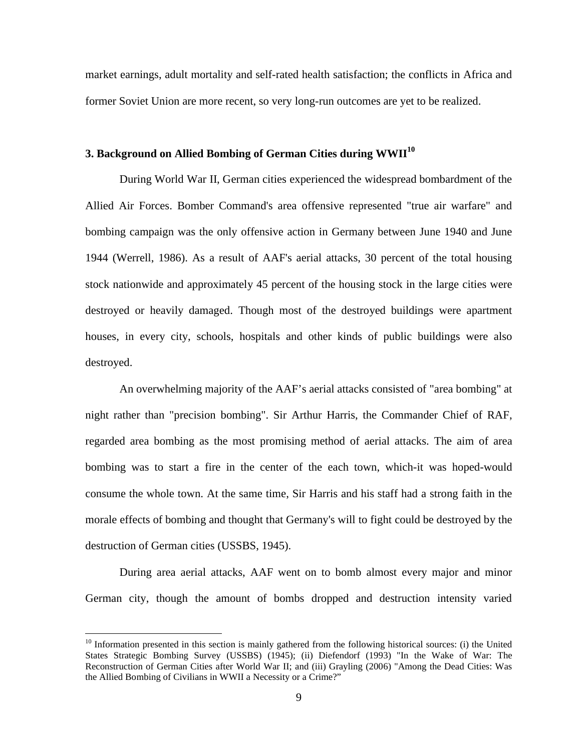market earnings, adult mortality and self-rated health satisfaction; the conflicts in Africa and former Soviet Union are more recent, so very long-run outcomes are yet to be realized.

## 3. Background on Allied Bombing of German Cities during WWII[10]

During World War II, German cities experienced the widespread bombardment of the Allied Air Forces. Bomber Command's area offensive represented "true air warfare" and bombing campaign was the only offensive action in Germany between June 1940 and June 1944 (Werrell, 1986). As a result of AAF's aerial attacks, 30 percent of the total housing stock nationwide and approximately 45 percent of the housing stock in the large cities were destroyed or heavily damaged. Though most of the destroyed buildings were apartment houses, in every city, schools, hospitals and other kinds of public buildings were also destroyed.

An overwhelming majority of the AAF's aerial attacks consisted of "area bombing" at night rather than "precision bombing". Sir Arthur Harris, the Commander Chief of RAF, regarded area bombing as the most promising method of aerial attacks. The aim of area bombing was to start a fire in the center of the each town, which-it was hoped-would consume the whole town. At the same time, Sir Harris and his staff had a strong faith in the morale effects of bombing and thought that Germany's will to fight could be destroyed by the destruction of German cities (USSBS, 1945).

During area aerial attacks, AAF went on to bomb almost every major and minor German city, though the amount of bombs dropped and destruction intensity varied

[10] Information presented in this section is mainly gathered from the following historical sources: (i) the United States Strategic Bombing Survey (USSBS) (1945); (ii) Diefendorf (1993) "In the Wake of War: The Reconstruction of German Cities after World War II; and (iii) Grayling (2006) "Among the Dead Cities: Was the Allied Bombing of Civilians in WWII a Necessity or a Crime?"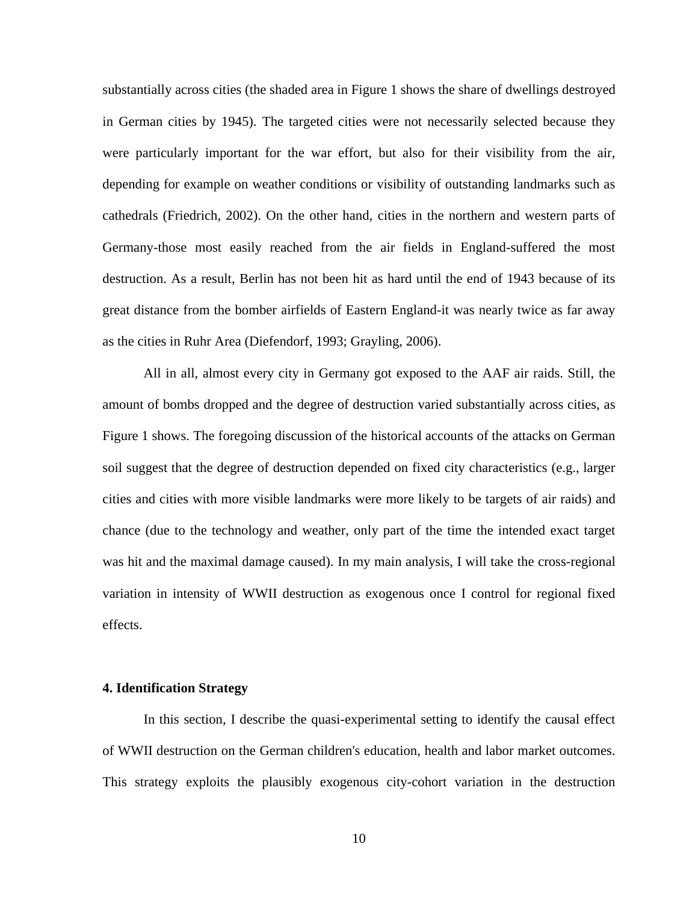substantially across cities (the shaded area in Figure 1 shows the share of dwellings destroyed in German cities by 1945). The targeted cities were not necessarily selected because they were particularly important for the war effort, but also for their visibility from the air, depending for example on weather conditions or visibility of outstanding landmarks such as cathedrals (Friedrich, 2002). On the other hand, cities in the northern and western parts of Germany-those most easily reached from the air fields in England-suffered the most destruction. As a result, Berlin has not been hit as hard until the end of 1943 because of its great distance from the bomber airfields of Eastern England-it was nearly twice as far away as the cities in Ruhr Area (Diefendorf, 1993; Grayling, 2006).

All in all, almost every city in Germany got exposed to the AAF air raids. Still, the amount of bombs dropped and the degree of destruction varied substantially across cities, as Figure 1 shows. The foregoing discussion of the historical accounts of the attacks on German soil suggest that the degree of destruction depended on fixed city characteristics (e.g., larger cities and cities with more visible landmarks were more likely to be targets of air raids) and chance (due to the technology and weather, only part of the time the intended exact target was hit and the maximal damage caused). In my main analysis, I will take the cross-regional variation in intensity of WWII destruction as exogenous once I control for regional fixed effects.

## 4. Identification Strategy

In this section, I describe the quasi-experimental setting to identify the causal effect of WWII destruction on the German children's education, health and labor market outcomes. This strategy exploits the plausibly exogenous city-cohort variation in the destruction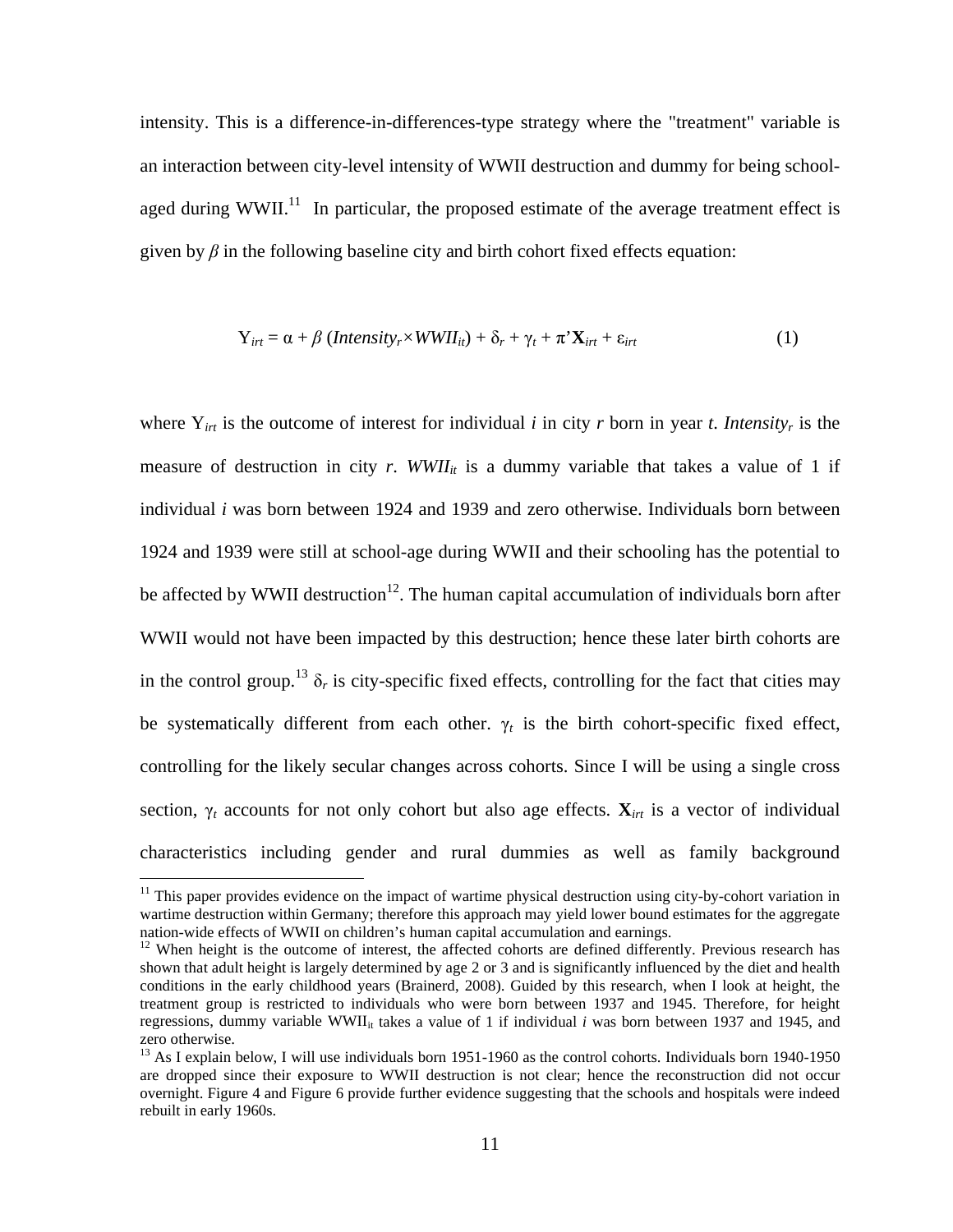intensity. This is a difference-in-differences-type strategy where the "treatment" variable is an interaction between city-level intensity of WWII destruction and dummy for being school-aged during WWII.[11] In particular, the proposed estimate of the average treatment effect is given by $\beta$ in the following baseline city and birth cohort fixed effects equation:

$$Y_{irt} = \alpha + \beta\,(Intensity_r \times WWII_{it}) + \delta_r + \gamma_t + \pi'\mathbf{X}_{irt} + \varepsilon_{irt} \qquad (1)$$

where $Y_{irt}$ is the outcome of interest for individual *i* in city *r* born in year *t*. $Intensity_r$ is the measure of destruction in city *r*. $WWII_{it}$ is a dummy variable that takes a value of 1 if individual *i* was born between 1924 and 1939 and zero otherwise. Individuals born between 1924 and 1939 were still at school-age during WWII and their schooling has the potential to be affected by WWII destruction[12]. The human capital accumulation of individuals born after WWII would not have been impacted by this destruction; hence these later birth cohorts are in the control group.[13] $\delta_r$ is city-specific fixed effects, controlling for the fact that cities may be systematically different from each other. $\gamma_t$ is the birth cohort-specific fixed effect, controlling for the likely secular changes across cohorts. Since I will be using a single cross section, $\gamma_t$ accounts for not only cohort but also age effects. $\mathbf{X}_{irt}$ is a vector of individual characteristics including gender and rural dummies as well as family background

---

[11] This paper provides evidence on the impact of wartime physical destruction using city-by-cohort variation in wartime destruction within Germany; therefore this approach may yield lower bound estimates for the aggregate nation-wide effects of WWII on children's human capital accumulation and earnings.

[12] When height is the outcome of interest, the affected cohorts are defined differently. Previous research has shown that adult height is largely determined by age 2 or 3 and is significantly influenced by the diet and health conditions in the early childhood years (Brainerd, 2008). Guided by this research, when I look at height, the treatment group is restricted to individuals who were born between 1937 and 1945. Therefore, for height regressions, dummy variable $WWII_{it}$ takes a value of 1 if individual *i* was born between 1937 and 1945, and zero otherwise.

[13] As I explain below, I will use individuals born 1951-1960 as the control cohorts. Individuals born 1940-1950 are dropped since their exposure to WWII destruction is not clear; hence the reconstruction did not occur overnight. Figure 4 and Figure 6 provide further evidence suggesting that the schools and hospitals were indeed rebuilt in early 1960s.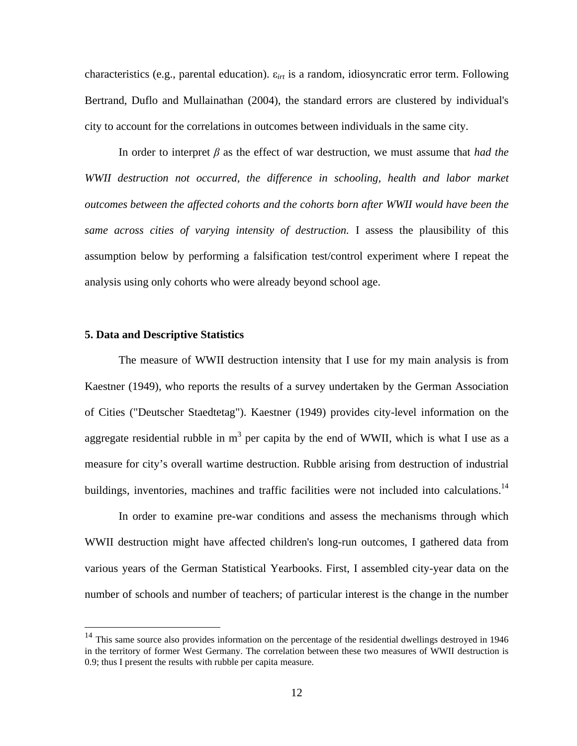characteristics (e.g., parental education). $\varepsilon_{irt}$ is a random, idiosyncratic error term. Following Bertrand, Duflo and Mullainathan (2004), the standard errors are clustered by individual's city to account for the correlations in outcomes between individuals in the same city.

In order to interpret $\beta$ as the effect of war destruction, we must assume that *had the WWII destruction not occurred, the difference in schooling, health and labor market outcomes between the affected cohorts and the cohorts born after WWII would have been the same across cities of varying intensity of destruction.* I assess the plausibility of this assumption below by performing a falsification test/control experiment where I repeat the analysis using only cohorts who were already beyond school age.

## 5. Data and Descriptive Statistics

The measure of WWII destruction intensity that I use for my main analysis is from Kaestner (1949), who reports the results of a survey undertaken by the German Association of Cities ("Deutscher Staedtetag"). Kaestner (1949) provides city-level information on the aggregate residential rubble in $m^3$ per capita by the end of WWII, which is what I use as a measure for city's overall wartime destruction. Rubble arising from destruction of industrial buildings, inventories, machines and traffic facilities were not included into calculations.[14]

In order to examine pre-war conditions and assess the mechanisms through which WWII destruction might have affected children's long-run outcomes, I gathered data from various years of the German Statistical Yearbooks. First, I assembled city-year data on the number of schools and number of teachers; of particular interest is the change in the number

[14] This same source also provides information on the percentage of the residential dwellings destroyed in 1946 in the territory of former West Germany. The correlation between these two measures of WWII destruction is 0.9; thus I present the results with rubble per capita measure.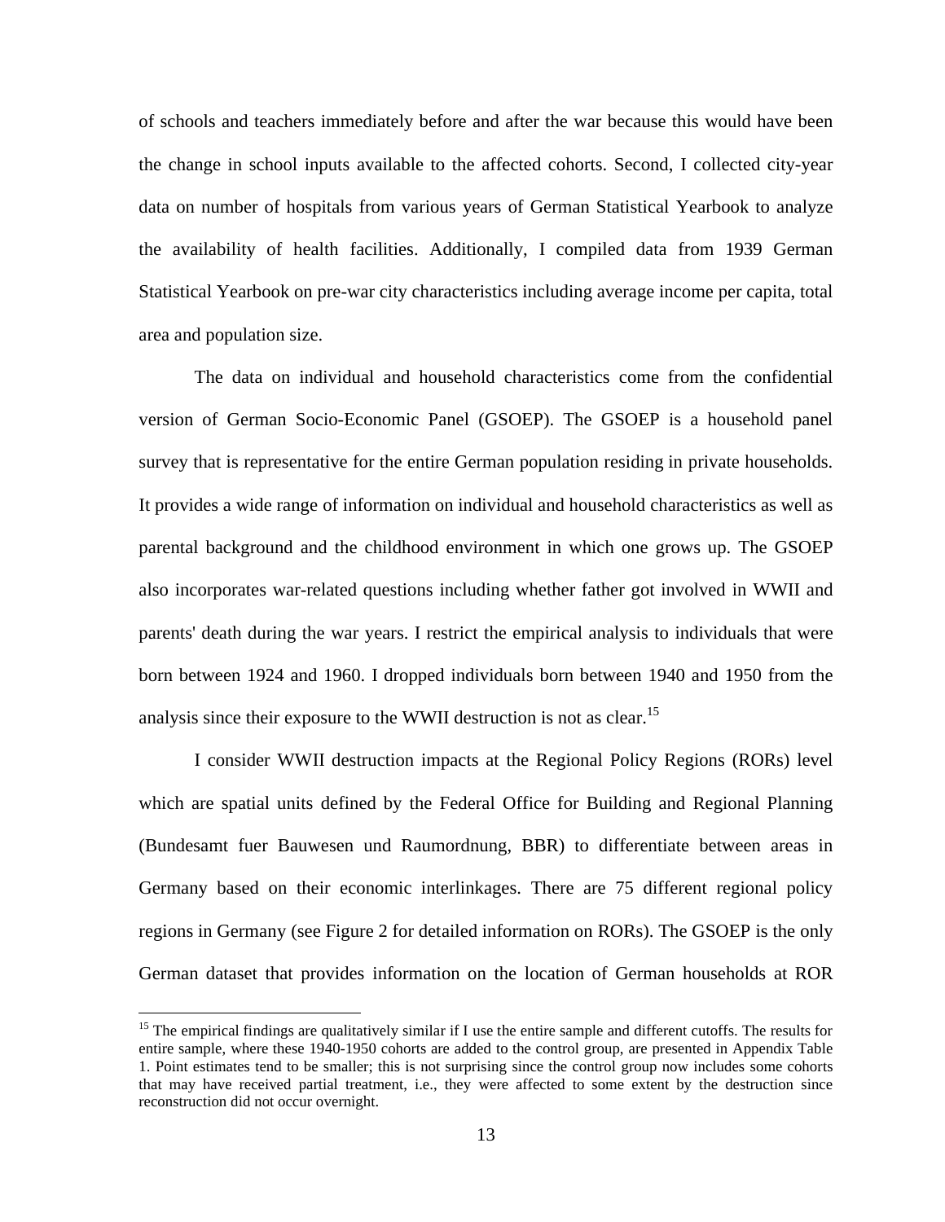of schools and teachers immediately before and after the war because this would have been the change in school inputs available to the affected cohorts. Second, I collected city-year data on number of hospitals from various years of German Statistical Yearbook to analyze the availability of health facilities. Additionally, I compiled data from 1939 German Statistical Yearbook on pre-war city characteristics including average income per capita, total area and population size.

The data on individual and household characteristics come from the confidential version of German Socio-Economic Panel (GSOEP). The GSOEP is a household panel survey that is representative for the entire German population residing in private households. It provides a wide range of information on individual and household characteristics as well as parental background and the childhood environment in which one grows up. The GSOEP also incorporates war-related questions including whether father got involved in WWII and parents' death during the war years. I restrict the empirical analysis to individuals that were born between 1924 and 1960. I dropped individuals born between 1940 and 1950 from the analysis since their exposure to the WWII destruction is not as clear.[15]

I consider WWII destruction impacts at the Regional Policy Regions (RORs) level which are spatial units defined by the Federal Office for Building and Regional Planning (Bundesamt fuer Bauwesen und Raumordnung, BBR) to differentiate between areas in Germany based on their economic interlinkages. There are 75 different regional policy regions in Germany (see Figure 2 for detailed information on RORs). The GSOEP is the only German dataset that provides information on the location of German households at ROR

[15] The empirical findings are qualitatively similar if I use the entire sample and different cutoffs. The results for entire sample, where these 1940-1950 cohorts are added to the control group, are presented in Appendix Table 1. Point estimates tend to be smaller; this is not surprising since the control group now includes some cohorts that may have received partial treatment, i.e., they were affected to some extent by the destruction since reconstruction did not occur overnight.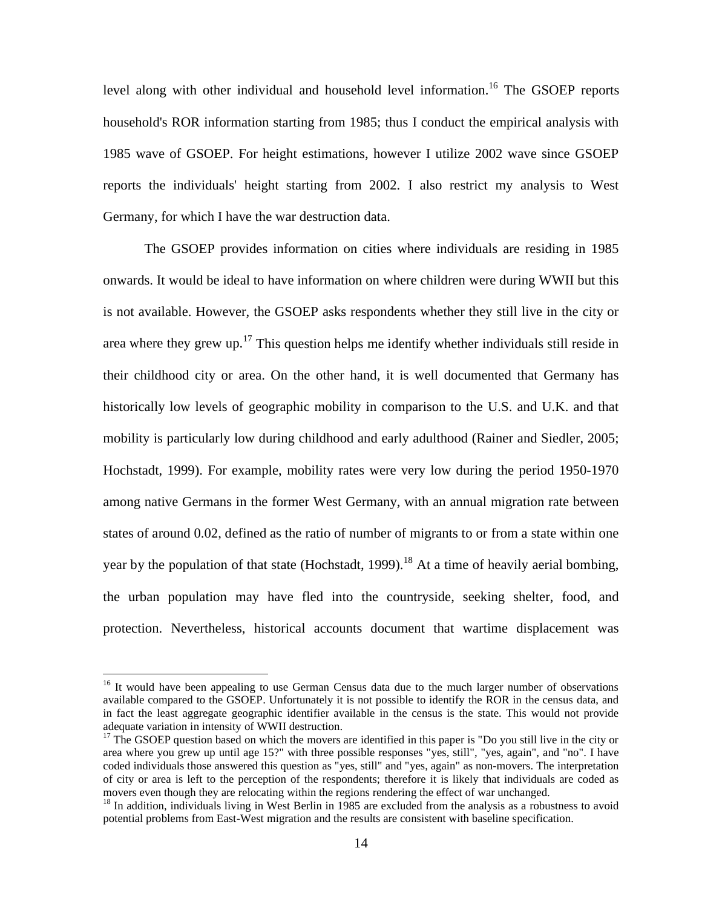level along with other individual and household level information.[16] The GSOEP reports household's ROR information starting from 1985; thus I conduct the empirical analysis with 1985 wave of GSOEP. For height estimations, however I utilize 2002 wave since GSOEP reports the individuals' height starting from 2002. I also restrict my analysis to West Germany, for which I have the war destruction data.

The GSOEP provides information on cities where individuals are residing in 1985 onwards. It would be ideal to have information on where children were during WWII but this is not available. However, the GSOEP asks respondents whether they still live in the city or area where they grew up.[17] This question helps me identify whether individuals still reside in their childhood city or area. On the other hand, it is well documented that Germany has historically low levels of geographic mobility in comparison to the U.S. and U.K. and that mobility is particularly low during childhood and early adulthood (Rainer and Siedler, 2005; Hochstadt, 1999). For example, mobility rates were very low during the period 1950-1970 among native Germans in the former West Germany, with an annual migration rate between states of around 0.02, defined as the ratio of number of migrants to or from a state within one year by the population of that state (Hochstadt, 1999).[18] At a time of heavily aerial bombing, the urban population may have fled into the countryside, seeking shelter, food, and protection. Nevertheless, historical accounts document that wartime displacement was

[16] It would have been appealing to use German Census data due to the much larger number of observations available compared to the GSOEP. Unfortunately it is not possible to identify the ROR in the census data, and in fact the least aggregate geographic identifier available in the census is the state. This would not provide adequate variation in intensity of WWII destruction.

[17] The GSOEP question based on which the movers are identified in this paper is "Do you still live in the city or area where you grew up until age 15?" with three possible responses "yes, still", "yes, again", and "no". I have coded individuals those answered this question as "yes, still" and "yes, again" as non-movers. The interpretation of city or area is left to the perception of the respondents; therefore it is likely that individuals are coded as movers even though they are relocating within the regions rendering the effect of war unchanged.

[18] In addition, individuals living in West Berlin in 1985 are excluded from the analysis as a robustness to avoid potential problems from East-West migration and the results are consistent with baseline specification.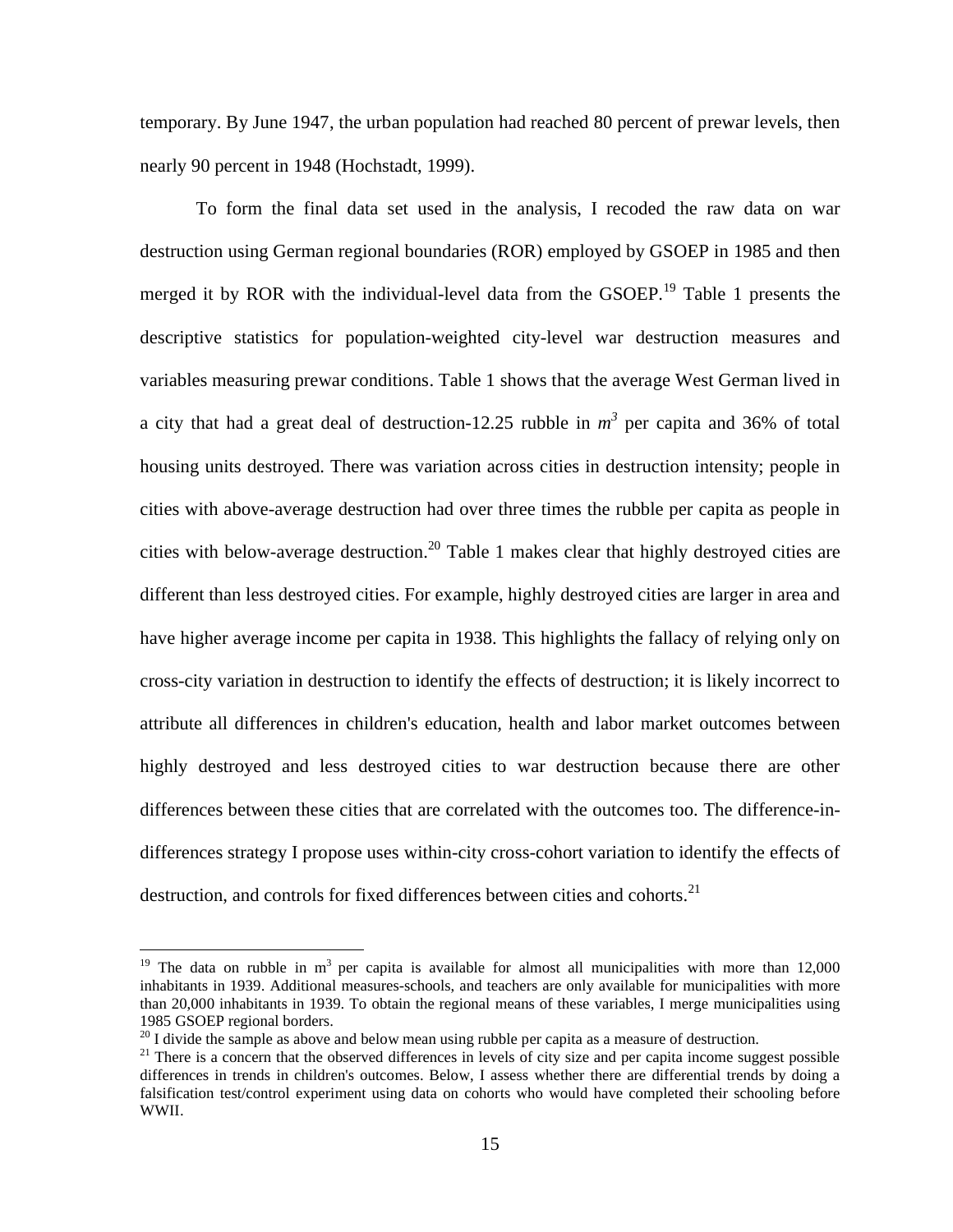temporary. By June 1947, the urban population had reached 80 percent of prewar levels, then nearly 90 percent in 1948 (Hochstadt, 1999).

To form the final data set used in the analysis, I recoded the raw data on war destruction using German regional boundaries (ROR) employed by GSOEP in 1985 and then merged it by ROR with the individual-level data from the GSOEP.[19] Table 1 presents the descriptive statistics for population-weighted city-level war destruction measures and variables measuring prewar conditions. Table 1 shows that the average West German lived in a city that had a great deal of destruction-12.25 rubble in $m^3$ per capita and 36% of total housing units destroyed. There was variation across cities in destruction intensity; people in cities with above-average destruction had over three times the rubble per capita as people in cities with below-average destruction.[20] Table 1 makes clear that highly destroyed cities are different than less destroyed cities. For example, highly destroyed cities are larger in area and have higher average income per capita in 1938. This highlights the fallacy of relying only on cross-city variation in destruction to identify the effects of destruction; it is likely incorrect to attribute all differences in children's education, health and labor market outcomes between highly destroyed and less destroyed cities to war destruction because there are other differences between these cities that are correlated with the outcomes too. The difference-in-differences strategy I propose uses within-city cross-cohort variation to identify the effects of destruction, and controls for fixed differences between cities and cohorts.[21]

---

[19] The data on rubble in $m^3$ per capita is available for almost all municipalities with more than 12,000 inhabitants in 1939. Additional measures-schools, and teachers are only available for municipalities with more than 20,000 inhabitants in 1939. To obtain the regional means of these variables, I merge municipalities using 1985 GSOEP regional borders.

[20] I divide the sample as above and below mean using rubble per capita as a measure of destruction.

[21] There is a concern that the observed differences in levels of city size and per capita income suggest possible differences in trends in children's outcomes. Below, I assess whether there are differential trends by doing a falsification test/control experiment using data on cohorts who would have completed their schooling before WWII.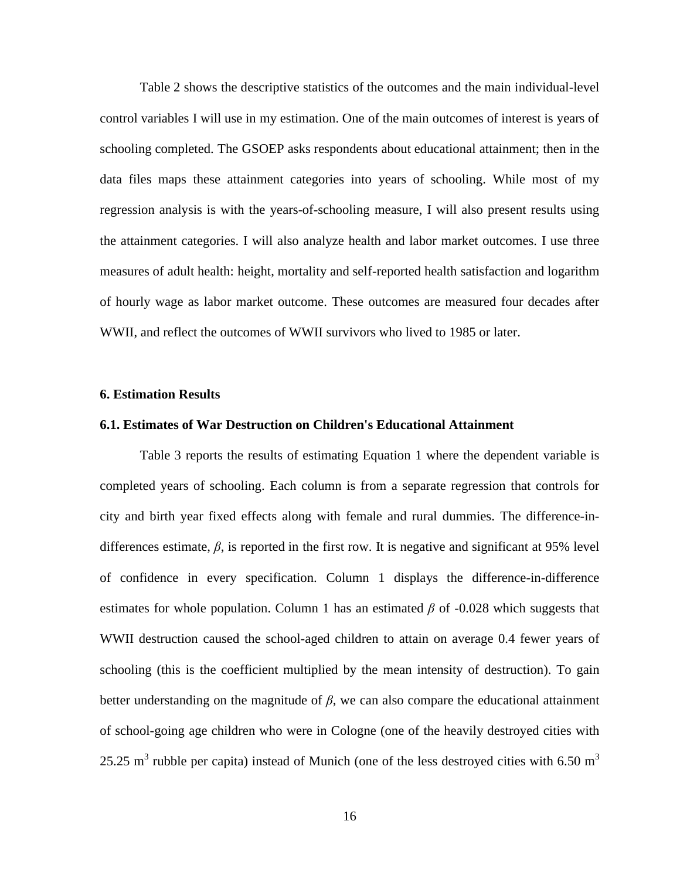Table 2 shows the descriptive statistics of the outcomes and the main individual-level control variables I will use in my estimation. One of the main outcomes of interest is years of schooling completed. The GSOEP asks respondents about educational attainment; then in the data files maps these attainment categories into years of schooling. While most of my regression analysis is with the years-of-schooling measure, I will also present results using the attainment categories. I will also analyze health and labor market outcomes. I use three measures of adult health: height, mortality and self-reported health satisfaction and logarithm of hourly wage as labor market outcome. These outcomes are measured four decades after WWII, and reflect the outcomes of WWII survivors who lived to 1985 or later.

## 6. Estimation Results

### 6.1. Estimates of War Destruction on Children's Educational Attainment

Table 3 reports the results of estimating Equation 1 where the dependent variable is completed years of schooling. Each column is from a separate regression that controls for city and birth year fixed effects along with female and rural dummies. The difference-in-differences estimate, $\beta$, is reported in the first row. It is negative and significant at 95% level of confidence in every specification. Column 1 displays the difference-in-difference estimates for whole population. Column 1 has an estimated $\beta$ of -0.028 which suggests that WWII destruction caused the school-aged children to attain on average 0.4 fewer years of schooling (this is the coefficient multiplied by the mean intensity of destruction). To gain better understanding on the magnitude of $\beta$, we can also compare the educational attainment of school-going age children who were in Cologne (one of the heavily destroyed cities with 25.25 $m^3$ rubble per capita) instead of Munich (one of the less destroyed cities with 6.50 $m^3$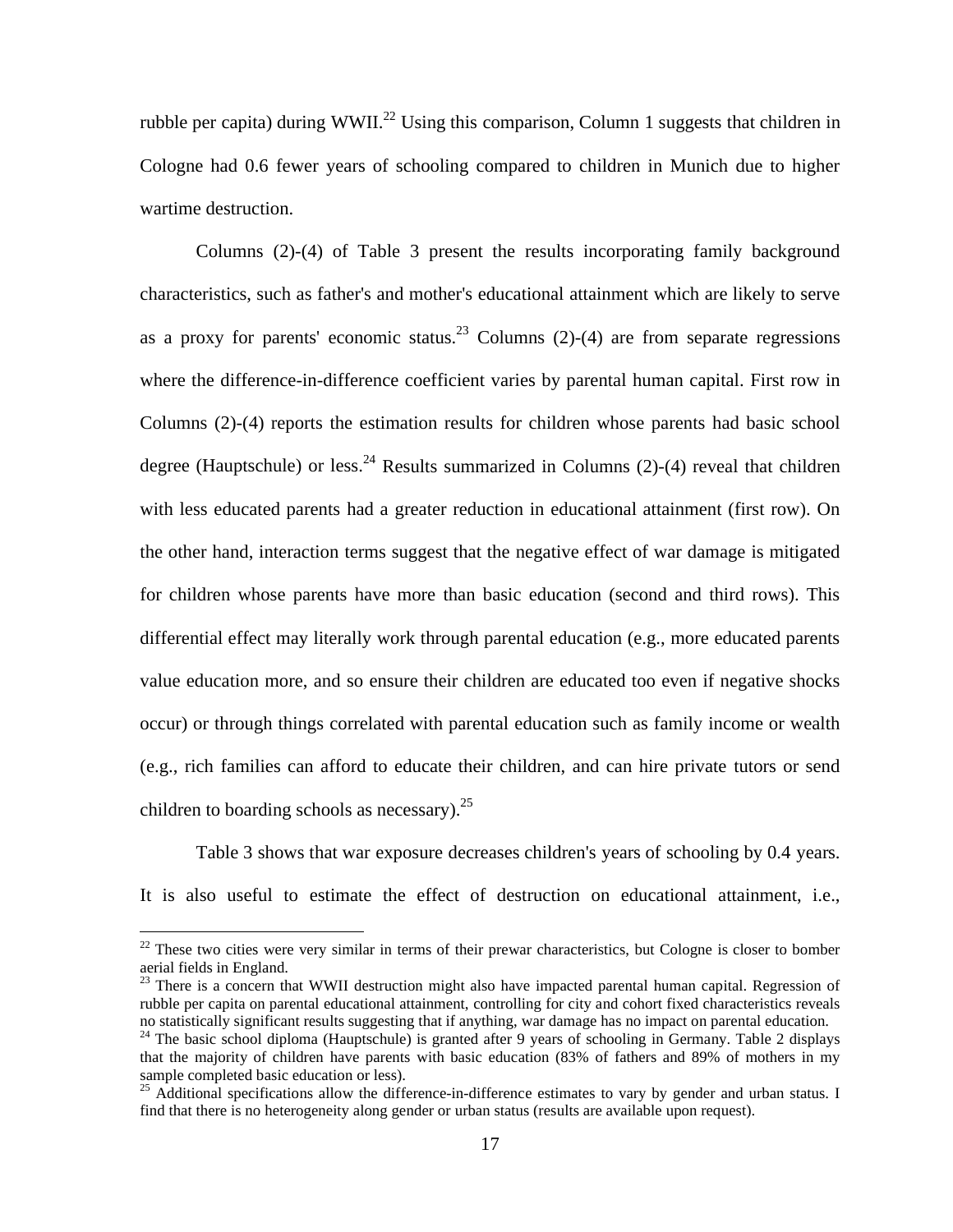rubble per capita) during WWII.[22] Using this comparison, Column 1 suggests that children in Cologne had 0.6 fewer years of schooling compared to children in Munich due to higher wartime destruction.

Columns (2)-(4) of Table 3 present the results incorporating family background characteristics, such as father's and mother's educational attainment which are likely to serve as a proxy for parents' economic status.[23] Columns (2)-(4) are from separate regressions where the difference-in-difference coefficient varies by parental human capital. First row in Columns (2)-(4) reports the estimation results for children whose parents had basic school degree (Hauptschule) or less.[24] Results summarized in Columns (2)-(4) reveal that children with less educated parents had a greater reduction in educational attainment (first row). On the other hand, interaction terms suggest that the negative effect of war damage is mitigated for children whose parents have more than basic education (second and third rows). This differential effect may literally work through parental education (e.g., more educated parents value education more, and so ensure their children are educated too even if negative shocks occur) or through things correlated with parental education such as family income or wealth (e.g., rich families can afford to educate their children, and can hire private tutors or send children to boarding schools as necessary).[25]

Table 3 shows that war exposure decreases children's years of schooling by 0.4 years. It is also useful to estimate the effect of destruction on educational attainment, i.e.,

---

[22] These two cities were very similar in terms of their prewar characteristics, but Cologne is closer to bomber aerial fields in England.

[23] There is a concern that WWII destruction might also have impacted parental human capital. Regression of rubble per capita on parental educational attainment, controlling for city and cohort fixed characteristics reveals no statistically significant results suggesting that if anything, war damage has no impact on parental education.

[24] The basic school diploma (Hauptschule) is granted after 9 years of schooling in Germany. Table 2 displays that the majority of children have parents with basic education (83% of fathers and 89% of mothers in my sample completed basic education or less).

[25] Additional specifications allow the difference-in-difference estimates to vary by gender and urban status. I find that there is no heterogeneity along gender or urban status (results are available upon request).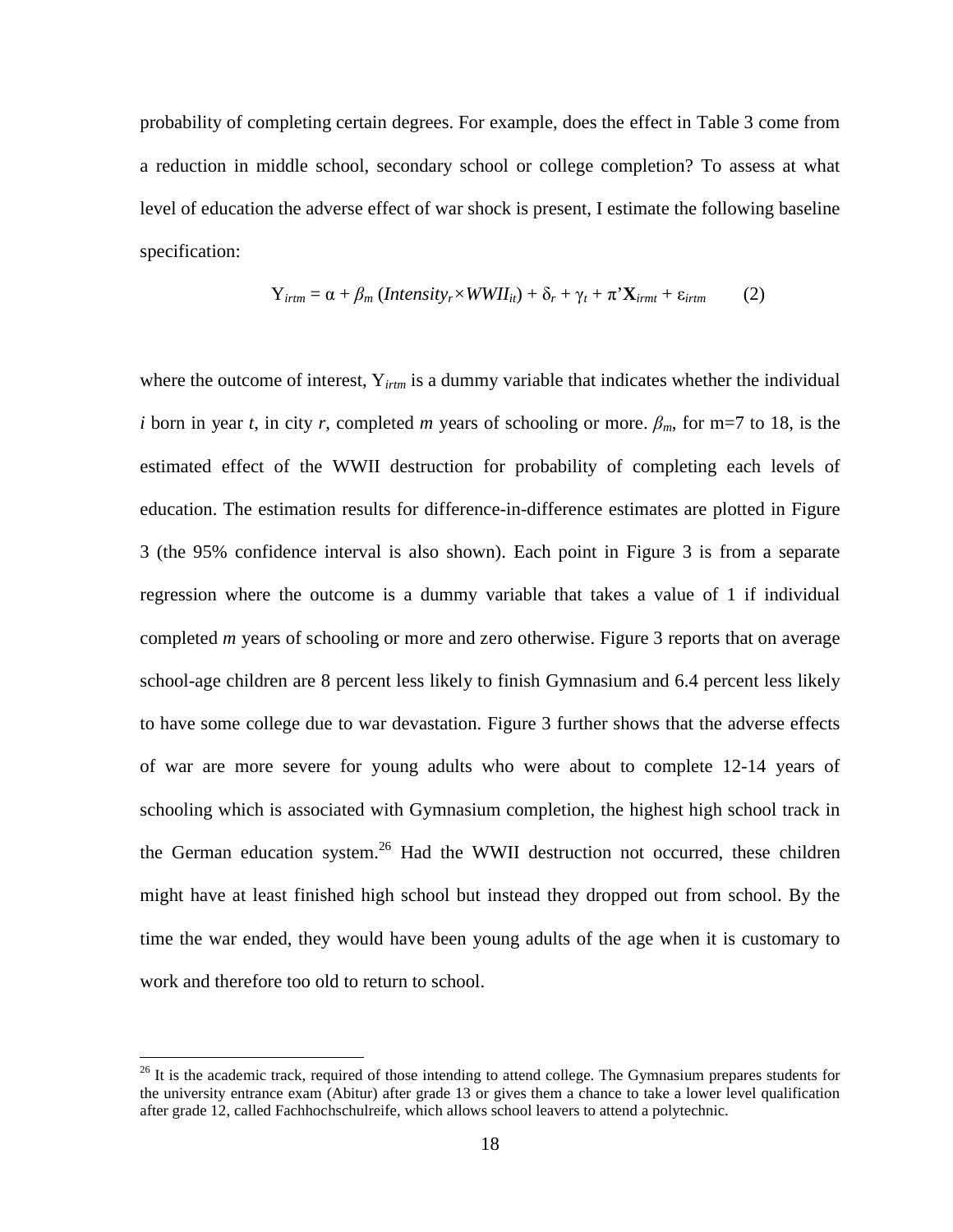probability of completing certain degrees. For example, does the effect in Table 3 come from a reduction in middle school, secondary school or college completion? To assess at what level of education the adverse effect of war shock is present, I estimate the following baseline specification:

$$\mathrm{Y}_{irtm} = \alpha + \beta_m \,(Intensity_r \times WWII_{it}) + \delta_r + \gamma_t + \pi'\mathbf{X}_{irmt} + \varepsilon_{irtm} \qquad (2)$$

where the outcome of interest, $\mathrm{Y}_{irtm}$ is a dummy variable that indicates whether the individual $i$ born in year $t$, in city $r$, completed $m$ years of schooling or more. $\beta_m$, for m=7 to 18, is the estimated effect of the WWII destruction for probability of completing each levels of education. The estimation results for difference-in-difference estimates are plotted in Figure 3 (the 95% confidence interval is also shown). Each point in Figure 3 is from a separate regression where the outcome is a dummy variable that takes a value of 1 if individual completed $m$ years of schooling or more and zero otherwise. Figure 3 reports that on average school-age children are 8 percent less likely to finish Gymnasium and 6.4 percent less likely to have some college due to war devastation. Figure 3 further shows that the adverse effects of war are more severe for young adults who were about to complete 12-14 years of schooling which is associated with Gymnasium completion, the highest high school track in the German education system.[26] Had the WWII destruction not occurred, these children might have at least finished high school but instead they dropped out from school. By the time the war ended, they would have been young adults of the age when it is customary to work and therefore too old to return to school.

[26] It is the academic track, required of those intending to attend college. The Gymnasium prepares students for the university entrance exam (Abitur) after grade 13 or gives them a chance to take a lower level qualification after grade 12, called Fachhochschulreife, which allows school leavers to attend a polytechnic.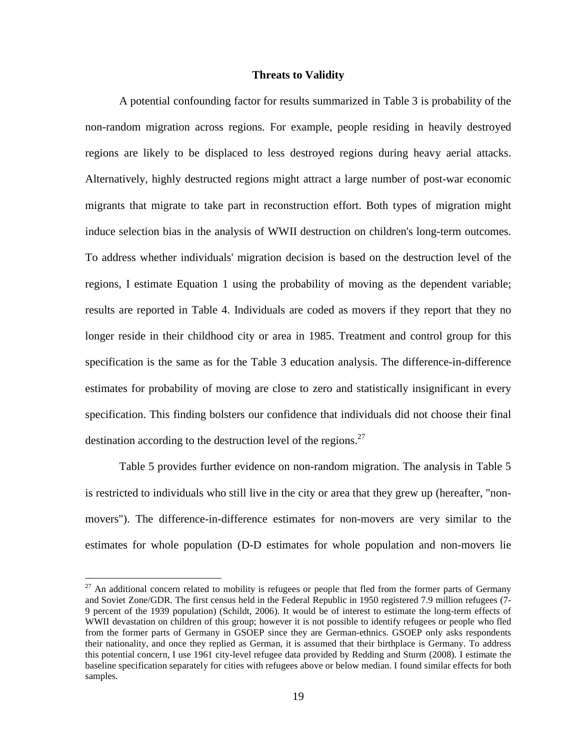### Threats to Validity

A potential confounding factor for results summarized in Table 3 is probability of the non-random migration across regions. For example, people residing in heavily destroyed regions are likely to be displaced to less destroyed regions during heavy aerial attacks. Alternatively, highly destructed regions might attract a large number of post-war economic migrants that migrate to take part in reconstruction effort. Both types of migration might induce selection bias in the analysis of WWII destruction on children's long-term outcomes. To address whether individuals' migration decision is based on the destruction level of the regions, I estimate Equation 1 using the probability of moving as the dependent variable; results are reported in Table 4. Individuals are coded as movers if they report that they no longer reside in their childhood city or area in 1985. Treatment and control group for this specification is the same as for the Table 3 education analysis. The difference-in-difference estimates for probability of moving are close to zero and statistically insignificant in every specification. This finding bolsters our confidence that individuals did not choose their final destination according to the destruction level of the regions.[27]

Table 5 provides further evidence on non-random migration. The analysis in Table 5 is restricted to individuals who still live in the city or area that they grew up (hereafter, "non-movers"). The difference-in-difference estimates for non-movers are very similar to the estimates for whole population (D-D estimates for whole population and non-movers lie

[27] An additional concern related to mobility is refugees or people that fled from the former parts of Germany and Soviet Zone/GDR. The first census held in the Federal Republic in 1950 registered 7.9 million refugees (7-9 percent of the 1939 population) (Schildt, 2006). It would be of interest to estimate the long-term effects of WWII devastation on children of this group; however it is not possible to identify refugees or people who fled from the former parts of Germany in GSOEP since they are German-ethnics. GSOEP only asks respondents their nationality, and once they replied as German, it is assumed that their birthplace is Germany. To address this potential concern, I use 1961 city-level refugee data provided by Redding and Sturm (2008). I estimate the baseline specification separately for cities with refugees above or below median. I found similar effects for both samples.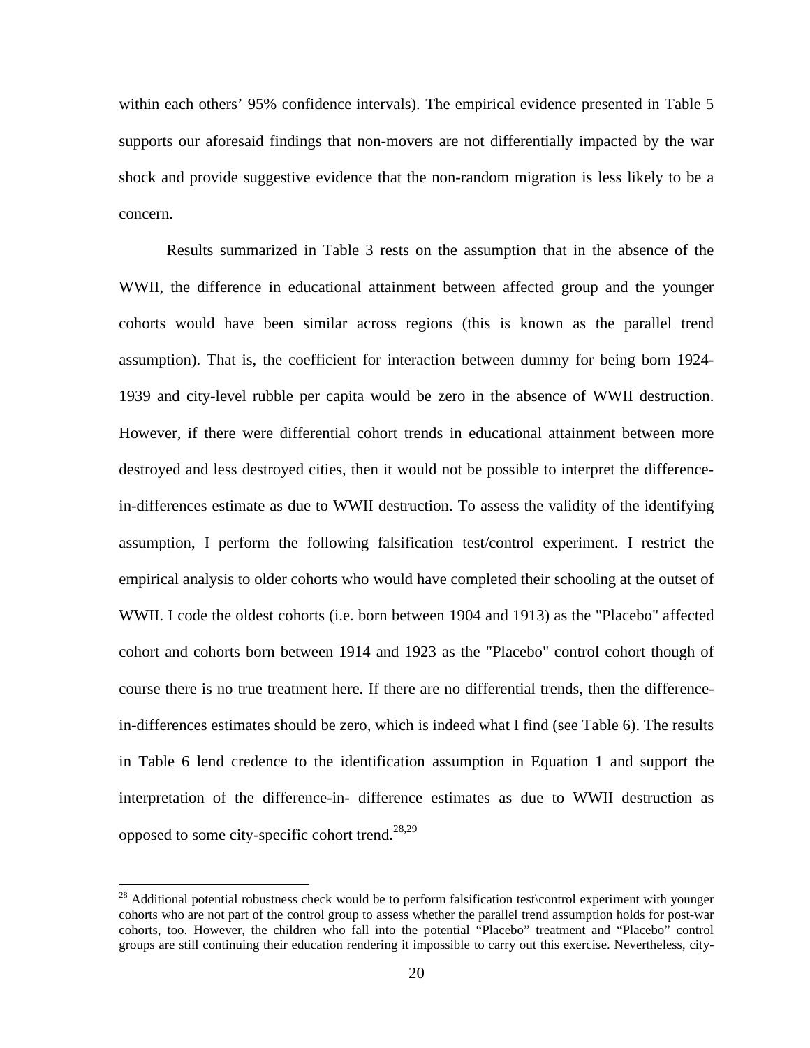within each others' 95% confidence intervals). The empirical evidence presented in Table 5 supports our aforesaid findings that non-movers are not differentially impacted by the war shock and provide suggestive evidence that the non-random migration is less likely to be a concern.

Results summarized in Table 3 rests on the assumption that in the absence of the WWII, the difference in educational attainment between affected group and the younger cohorts would have been similar across regions (this is known as the parallel trend assumption). That is, the coefficient for interaction between dummy for being born 1924-1939 and city-level rubble per capita would be zero in the absence of WWII destruction. However, if there were differential cohort trends in educational attainment between more destroyed and less destroyed cities, then it would not be possible to interpret the difference-in-differences estimate as due to WWII destruction. To assess the validity of the identifying assumption, I perform the following falsification test/control experiment. I restrict the empirical analysis to older cohorts who would have completed their schooling at the outset of WWII. I code the oldest cohorts (i.e. born between 1904 and 1913) as the "Placebo" affected cohort and cohorts born between 1914 and 1923 as the "Placebo" control cohort though of course there is no true treatment here. If there are no differential trends, then the difference-in-differences estimates should be zero, which is indeed what I find (see Table 6). The results in Table 6 lend credence to the identification assumption in Equation 1 and support the interpretation of the difference-in- difference estimates as due to WWII destruction as opposed to some city-specific cohort trend.[28,29]

[28] Additional potential robustness check would be to perform falsification test\control experiment with younger cohorts who are not part of the control group to assess whether the parallel trend assumption holds for post-war cohorts, too. However, the children who fall into the potential "Placebo" treatment and "Placebo" control groups are still continuing their education rendering it impossible to carry out this exercise. Nevertheless, city-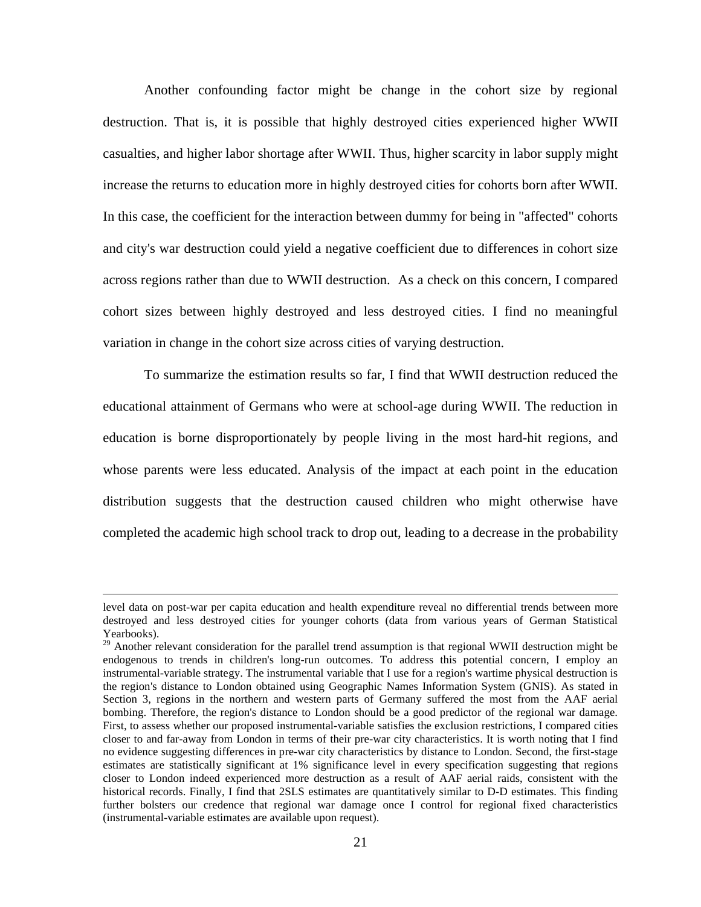Another confounding factor might be change in the cohort size by regional destruction. That is, it is possible that highly destroyed cities experienced higher WWII casualties, and higher labor shortage after WWII. Thus, higher scarcity in labor supply might increase the returns to education more in highly destroyed cities for cohorts born after WWII. In this case, the coefficient for the interaction between dummy for being in "affected" cohorts and city's war destruction could yield a negative coefficient due to differences in cohort size across regions rather than due to WWII destruction. As a check on this concern, I compared cohort sizes between highly destroyed and less destroyed cities. I find no meaningful variation in change in the cohort size across cities of varying destruction.

To summarize the estimation results so far, I find that WWII destruction reduced the educational attainment of Germans who were at school-age during WWII. The reduction in education is borne disproportionately by people living in the most hard-hit regions, and whose parents were less educated. Analysis of the impact at each point in the education distribution suggests that the destruction caused children who might otherwise have completed the academic high school track to drop out, leading to a decrease in the probability

---

level data on post-war per capita education and health expenditure reveal no differential trends between more destroyed and less destroyed cities for younger cohorts (data from various years of German Statistical Yearbooks).

[29] Another relevant consideration for the parallel trend assumption is that regional WWII destruction might be endogenous to trends in children's long-run outcomes. To address this potential concern, I employ an instrumental-variable strategy. The instrumental variable that I use for a region's wartime physical destruction is the region's distance to London obtained using Geographic Names Information System (GNIS). As stated in Section 3, regions in the northern and western parts of Germany suffered the most from the AAF aerial bombing. Therefore, the region's distance to London should be a good predictor of the regional war damage. First, to assess whether our proposed instrumental-variable satisfies the exclusion restrictions, I compared cities closer to and far-away from London in terms of their pre-war city characteristics. It is worth noting that I find no evidence suggesting differences in pre-war city characteristics by distance to London. Second, the first-stage estimates are statistically significant at 1% significance level in every specification suggesting that regions closer to London indeed experienced more destruction as a result of AAF aerial raids, consistent with the historical records. Finally, I find that 2SLS estimates are quantitatively similar to D-D estimates. This finding further bolsters our credence that regional war damage once I control for regional fixed characteristics (instrumental-variable estimates are available upon request).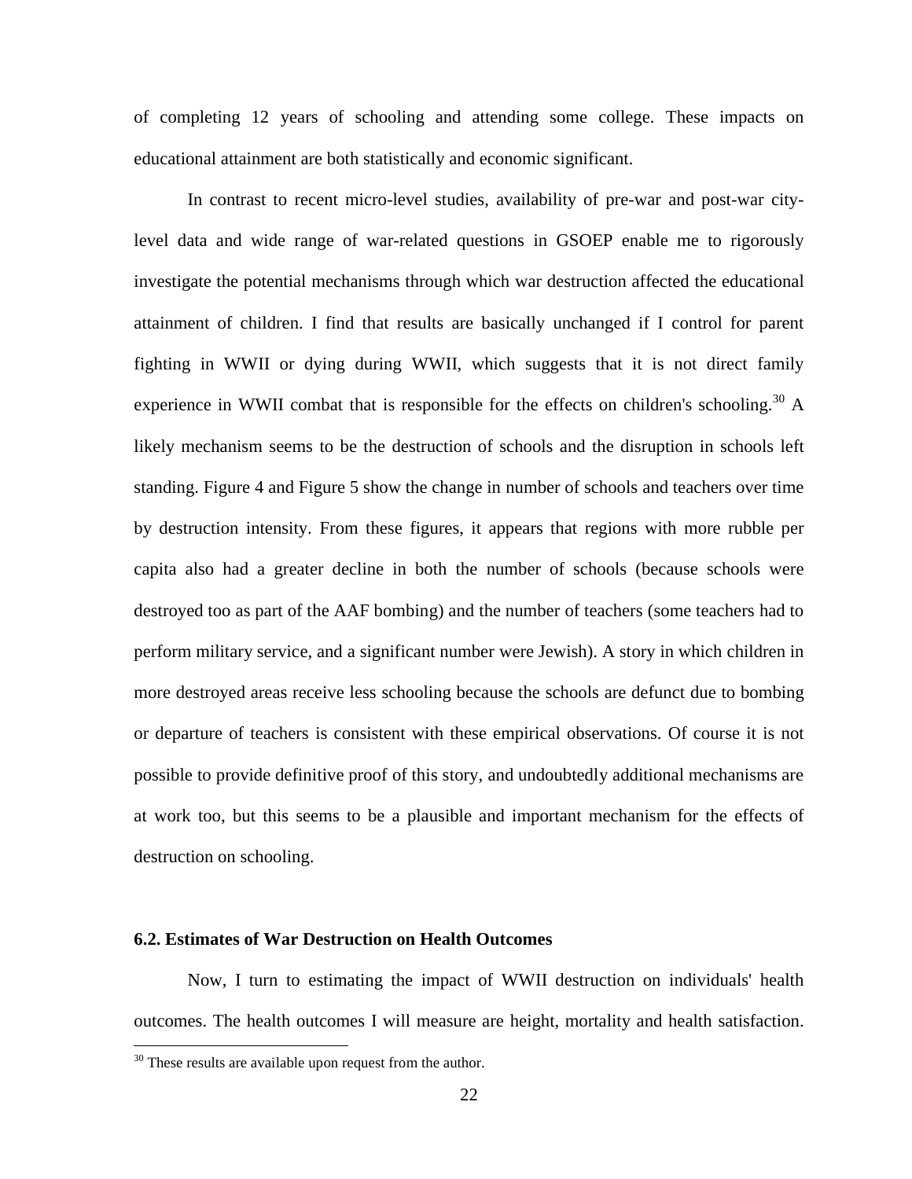of completing 12 years of schooling and attending some college. These impacts on educational attainment are both statistically and economic significant.

In contrast to recent micro-level studies, availability of pre-war and post-war city-level data and wide range of war-related questions in GSOEP enable me to rigorously investigate the potential mechanisms through which war destruction affected the educational attainment of children. I find that results are basically unchanged if I control for parent fighting in WWII or dying during WWII, which suggests that it is not direct family experience in WWII combat that is responsible for the effects on children's schooling.[30] A likely mechanism seems to be the destruction of schools and the disruption in schools left standing. Figure 4 and Figure 5 show the change in number of schools and teachers over time by destruction intensity. From these figures, it appears that regions with more rubble per capita also had a greater decline in both the number of schools (because schools were destroyed too as part of the AAF bombing) and the number of teachers (some teachers had to perform military service, and a significant number were Jewish). A story in which children in more destroyed areas receive less schooling because the schools are defunct due to bombing or departure of teachers is consistent with these empirical observations. Of course it is not possible to provide definitive proof of this story, and undoubtedly additional mechanisms are at work too, but this seems to be a plausible and important mechanism for the effects of destruction on schooling.

### 6.2. Estimates of War Destruction on Health Outcomes

Now, I turn to estimating the impact of WWII destruction on individuals' health outcomes. The health outcomes I will measure are height, mortality and health satisfaction.

[30] These results are available upon request from the author.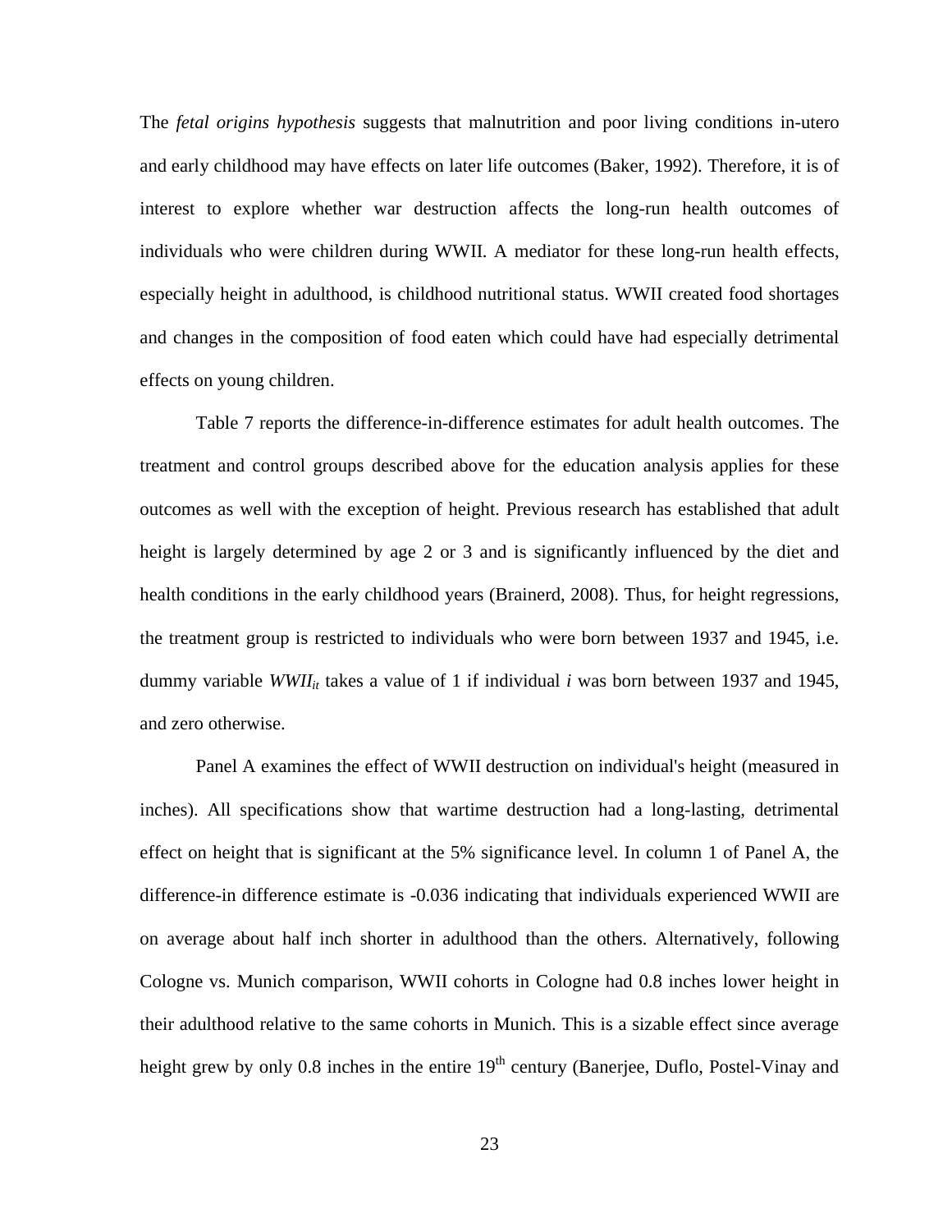The *fetal origins hypothesis* suggests that malnutrition and poor living conditions in-utero and early childhood may have effects on later life outcomes (Baker, 1992). Therefore, it is of interest to explore whether war destruction affects the long-run health outcomes of individuals who were children during WWII. A mediator for these long-run health effects, especially height in adulthood, is childhood nutritional status. WWII created food shortages and changes in the composition of food eaten which could have had especially detrimental effects on young children.

Table 7 reports the difference-in-difference estimates for adult health outcomes. The treatment and control groups described above for the education analysis applies for these outcomes as well with the exception of height. Previous research has established that adult height is largely determined by age 2 or 3 and is significantly influenced by the diet and health conditions in the early childhood years (Brainerd, 2008). Thus, for height regressions, the treatment group is restricted to individuals who were born between 1937 and 1945, i.e. dummy variable $WWII_{it}$ takes a value of 1 if individual $i$ was born between 1937 and 1945, and zero otherwise.

Panel A examines the effect of WWII destruction on individual's height (measured in inches). All specifications show that wartime destruction had a long-lasting, detrimental effect on height that is significant at the 5% significance level. In column 1 of Panel A, the difference-in difference estimate is -0.036 indicating that individuals experienced WWII are on average about half inch shorter in adulthood than the others. Alternatively, following Cologne vs. Munich comparison, WWII cohorts in Cologne had 0.8 inches lower height in their adulthood relative to the same cohorts in Munich. This is a sizable effect since average height grew by only 0.8 inches in the entire 19th century (Banerjee, Duflo, Postel-Vinay and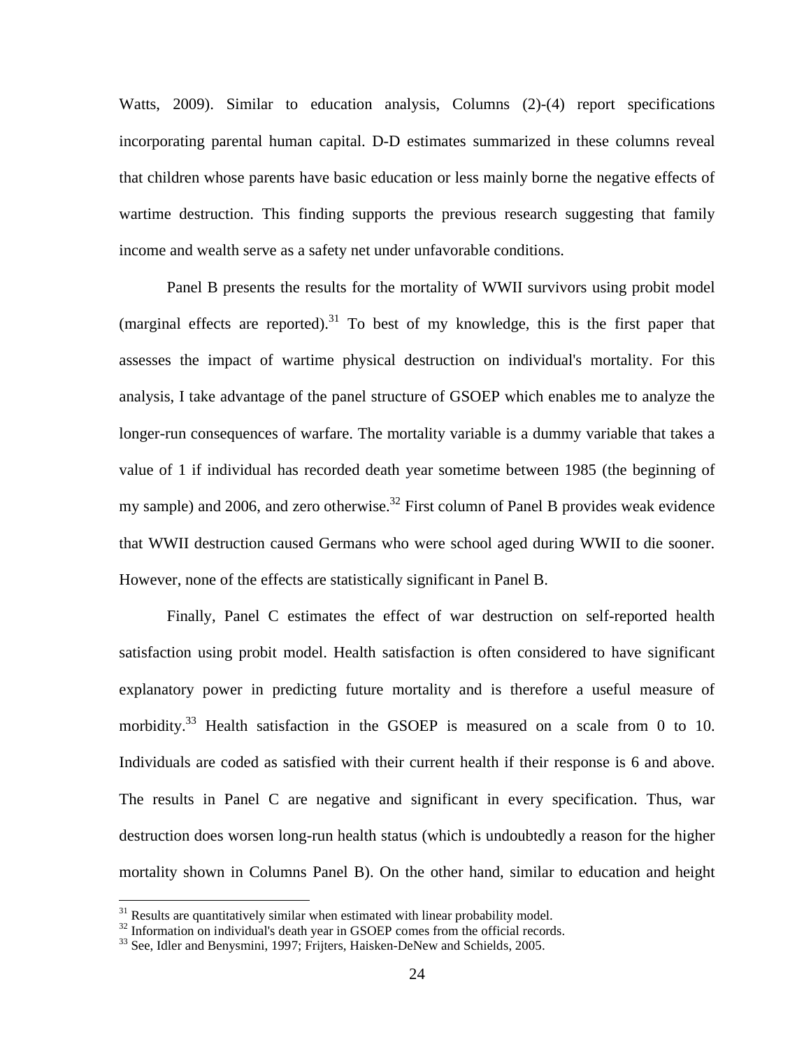Watts, 2009). Similar to education analysis, Columns (2)-(4) report specifications incorporating parental human capital. D-D estimates summarized in these columns reveal that children whose parents have basic education or less mainly borne the negative effects of wartime destruction. This finding supports the previous research suggesting that family income and wealth serve as a safety net under unfavorable conditions.

Panel B presents the results for the mortality of WWII survivors using probit model (marginal effects are reported).[31] To best of my knowledge, this is the first paper that assesses the impact of wartime physical destruction on individual's mortality. For this analysis, I take advantage of the panel structure of GSOEP which enables me to analyze the longer-run consequences of warfare. The mortality variable is a dummy variable that takes a value of 1 if individual has recorded death year sometime between 1985 (the beginning of my sample) and 2006, and zero otherwise.[32] First column of Panel B provides weak evidence that WWII destruction caused Germans who were school aged during WWII to die sooner. However, none of the effects are statistically significant in Panel B.

Finally, Panel C estimates the effect of war destruction on self-reported health satisfaction using probit model. Health satisfaction is often considered to have significant explanatory power in predicting future mortality and is therefore a useful measure of morbidity.[33] Health satisfaction in the GSOEP is measured on a scale from 0 to 10. Individuals are coded as satisfied with their current health if their response is 6 and above. The results in Panel C are negative and significant in every specification. Thus, war destruction does worsen long-run health status (which is undoubtedly a reason for the higher mortality shown in Columns Panel B). On the other hand, similar to education and height

[31] Results are quantitatively similar when estimated with linear probability model.

[32] Information on individual's death year in GSOEP comes from the official records.

[33] See, Idler and Benysmini, 1997; Frijters, Haisken-DeNew and Schields, 2005.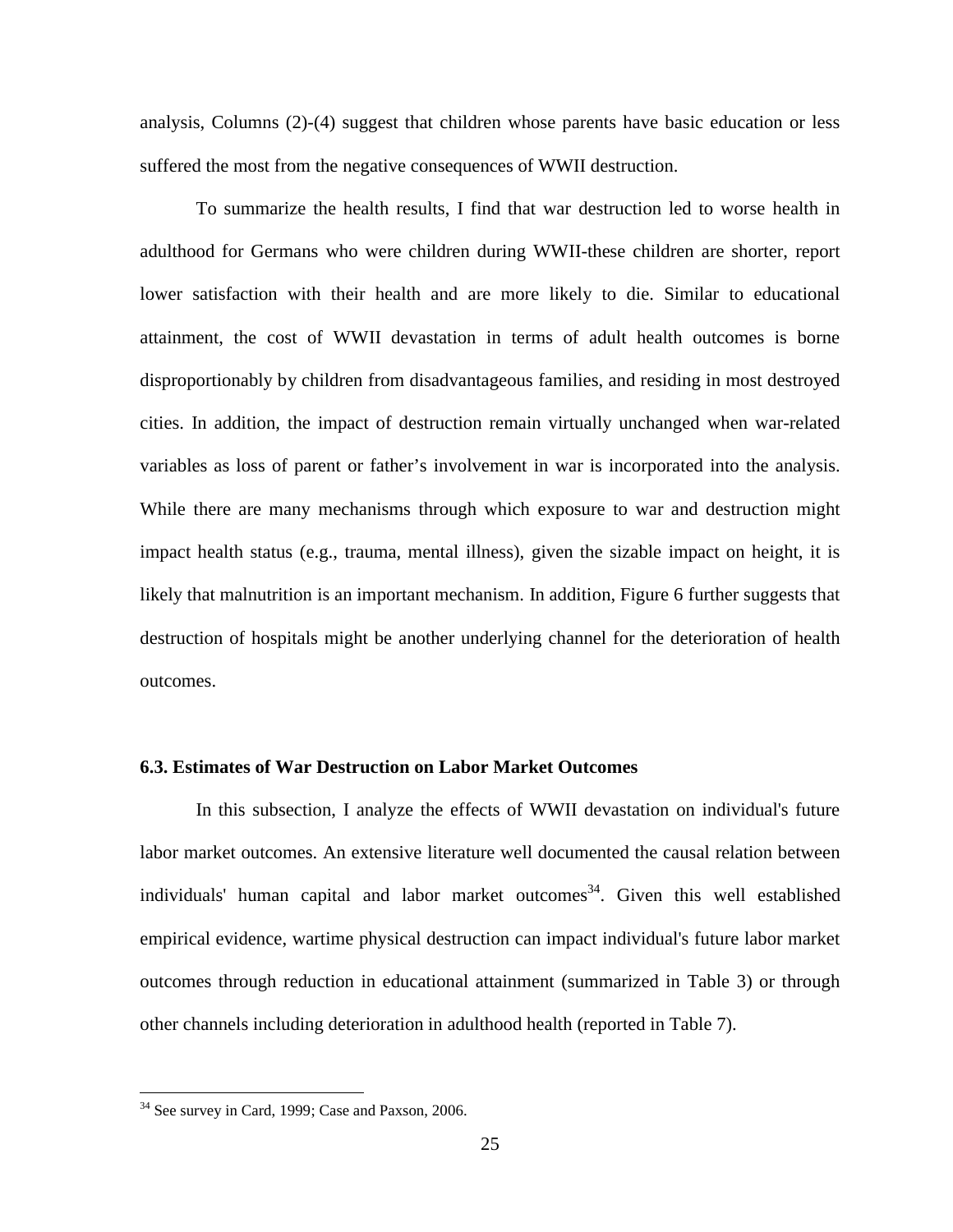analysis, Columns (2)-(4) suggest that children whose parents have basic education or less suffered the most from the negative consequences of WWII destruction.

To summarize the health results, I find that war destruction led to worse health in adulthood for Germans who were children during WWII-these children are shorter, report lower satisfaction with their health and are more likely to die. Similar to educational attainment, the cost of WWII devastation in terms of adult health outcomes is borne disproportionably by children from disadvantageous families, and residing in most destroyed cities. In addition, the impact of destruction remain virtually unchanged when war-related variables as loss of parent or father's involvement in war is incorporated into the analysis. While there are many mechanisms through which exposure to war and destruction might impact health status (e.g., trauma, mental illness), given the sizable impact on height, it is likely that malnutrition is an important mechanism. In addition, Figure 6 further suggests that destruction of hospitals might be another underlying channel for the deterioration of health outcomes.

### 6.3. Estimates of War Destruction on Labor Market Outcomes

In this subsection, I analyze the effects of WWII devastation on individual's future labor market outcomes. An extensive literature well documented the causal relation between individuals' human capital and labor market outcomes[34]. Given this well established empirical evidence, wartime physical destruction can impact individual's future labor market outcomes through reduction in educational attainment (summarized in Table 3) or through other channels including deterioration in adulthood health (reported in Table 7).

---

[34] See survey in Card, 1999; Case and Paxson, 2006.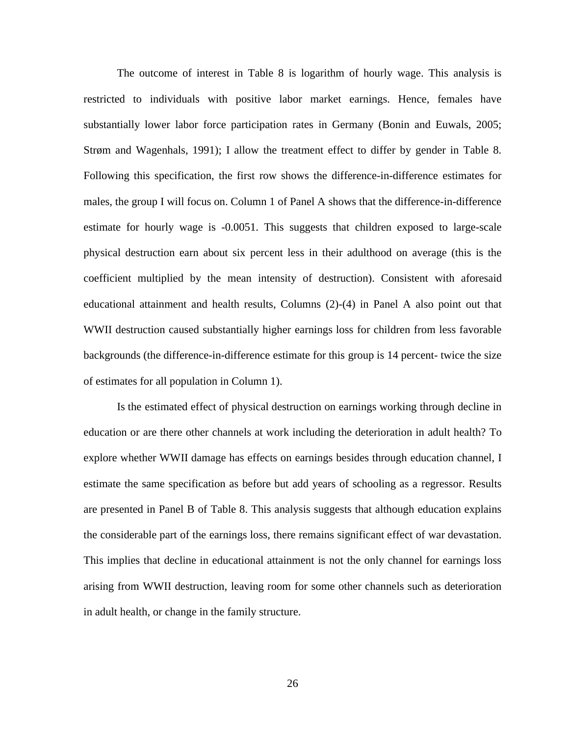The outcome of interest in Table 8 is logarithm of hourly wage. This analysis is restricted to individuals with positive labor market earnings. Hence, females have substantially lower labor force participation rates in Germany (Bonin and Euwals, 2005; Strøm and Wagenhals, 1991); I allow the treatment effect to differ by gender in Table 8. Following this specification, the first row shows the difference-in-difference estimates for males, the group I will focus on. Column 1 of Panel A shows that the difference-in-difference estimate for hourly wage is -0.0051. This suggests that children exposed to large-scale physical destruction earn about six percent less in their adulthood on average (this is the coefficient multiplied by the mean intensity of destruction). Consistent with aforesaid educational attainment and health results, Columns (2)-(4) in Panel A also point out that WWII destruction caused substantially higher earnings loss for children from less favorable backgrounds (the difference-in-difference estimate for this group is 14 percent- twice the size of estimates for all population in Column 1).

Is the estimated effect of physical destruction on earnings working through decline in education or are there other channels at work including the deterioration in adult health? To explore whether WWII damage has effects on earnings besides through education channel, I estimate the same specification as before but add years of schooling as a regressor. Results are presented in Panel B of Table 8. This analysis suggests that although education explains the considerable part of the earnings loss, there remains significant effect of war devastation. This implies that decline in educational attainment is not the only channel for earnings loss arising from WWII destruction, leaving room for some other channels such as deterioration in adult health, or change in the family structure.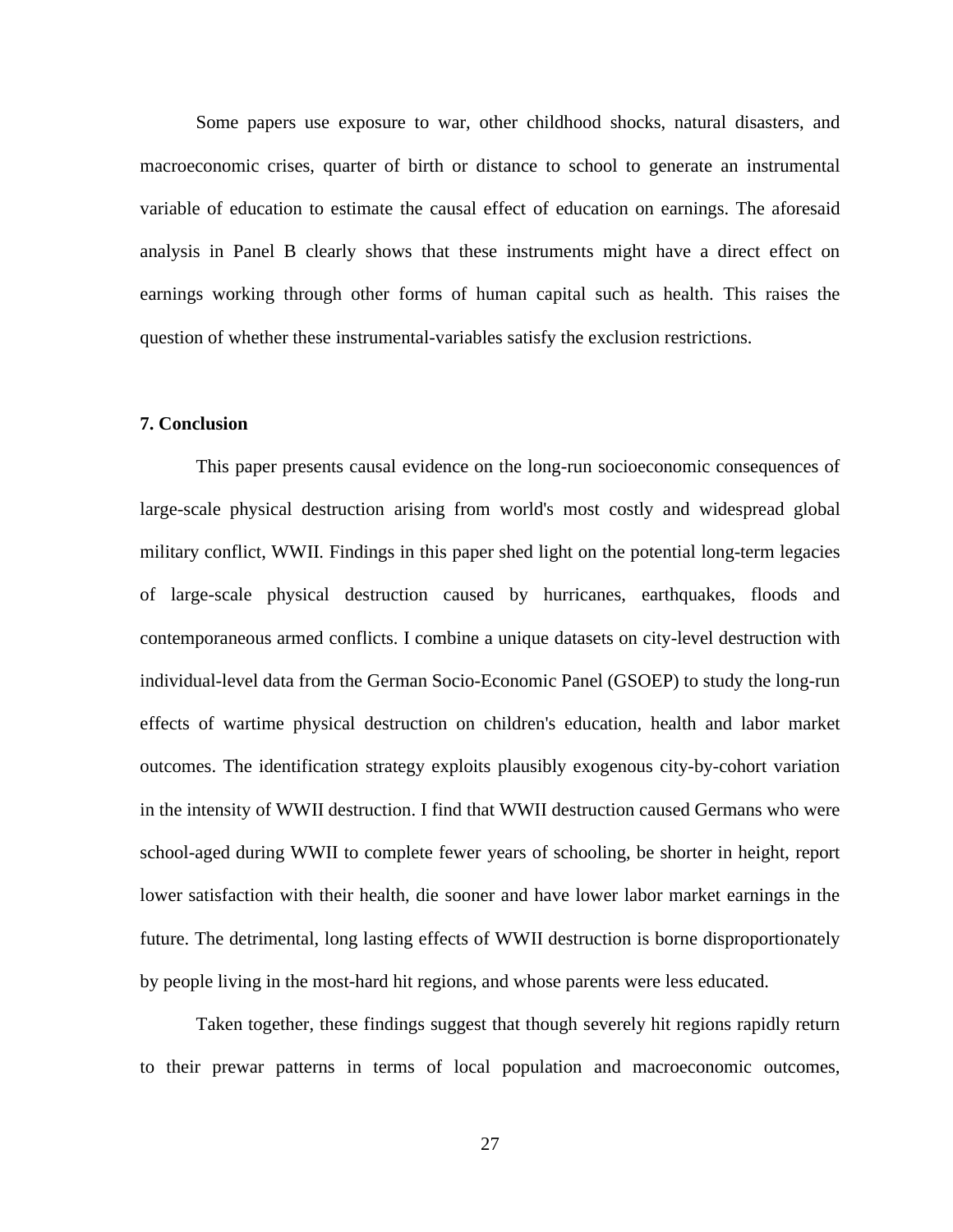Some papers use exposure to war, other childhood shocks, natural disasters, and macroeconomic crises, quarter of birth or distance to school to generate an instrumental variable of education to estimate the causal effect of education on earnings. The aforesaid analysis in Panel B clearly shows that these instruments might have a direct effect on earnings working through other forms of human capital such as health. This raises the question of whether these instrumental-variables satisfy the exclusion restrictions.

## 7. Conclusion

This paper presents causal evidence on the long-run socioeconomic consequences of large-scale physical destruction arising from world's most costly and widespread global military conflict, WWII. Findings in this paper shed light on the potential long-term legacies of large-scale physical destruction caused by hurricanes, earthquakes, floods and contemporaneous armed conflicts. I combine a unique datasets on city-level destruction with individual-level data from the German Socio-Economic Panel (GSOEP) to study the long-run effects of wartime physical destruction on children's education, health and labor market outcomes. The identification strategy exploits plausibly exogenous city-by-cohort variation in the intensity of WWII destruction. I find that WWII destruction caused Germans who were school-aged during WWII to complete fewer years of schooling, be shorter in height, report lower satisfaction with their health, die sooner and have lower labor market earnings in the future. The detrimental, long lasting effects of WWII destruction is borne disproportionately by people living in the most-hard hit regions, and whose parents were less educated.

Taken together, these findings suggest that though severely hit regions rapidly return to their prewar patterns in terms of local population and macroeconomic outcomes,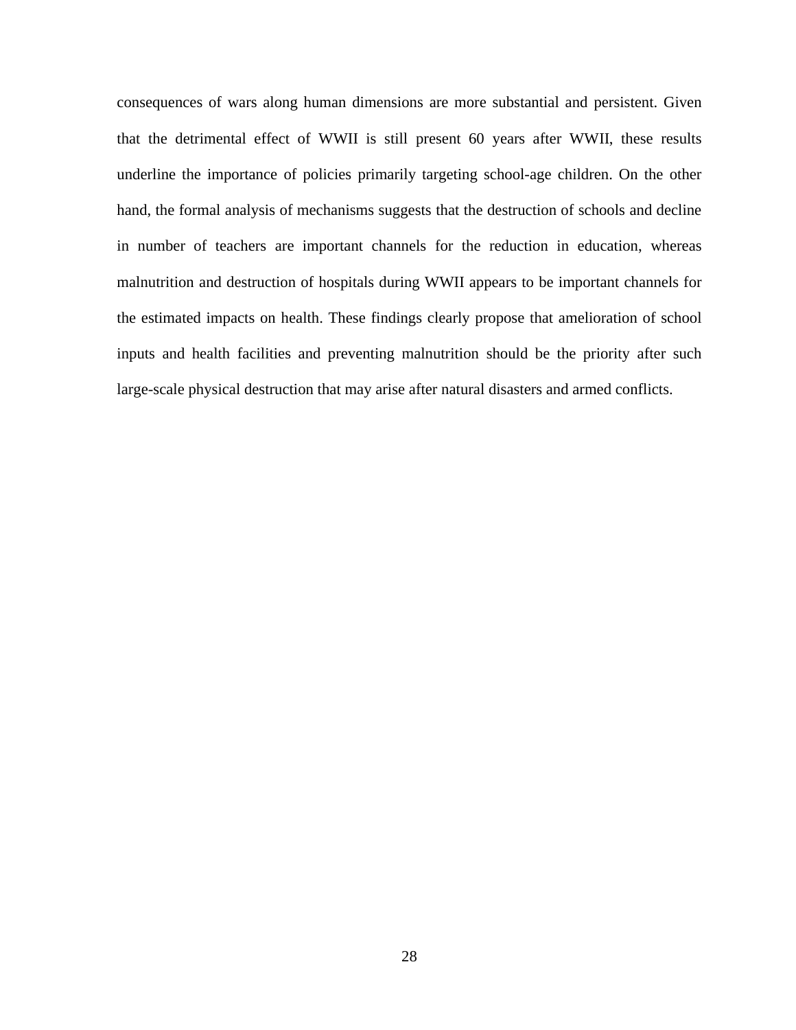consequences of wars along human dimensions are more substantial and persistent. Given that the detrimental effect of WWII is still present 60 years after WWII, these results underline the importance of policies primarily targeting school-age children. On the other hand, the formal analysis of mechanisms suggests that the destruction of schools and decline in number of teachers are important channels for the reduction in education, whereas malnutrition and destruction of hospitals during WWII appears to be important channels for the estimated impacts on health. These findings clearly propose that amelioration of school inputs and health facilities and preventing malnutrition should be the priority after such large-scale physical destruction that may arise after natural disasters and armed conflicts.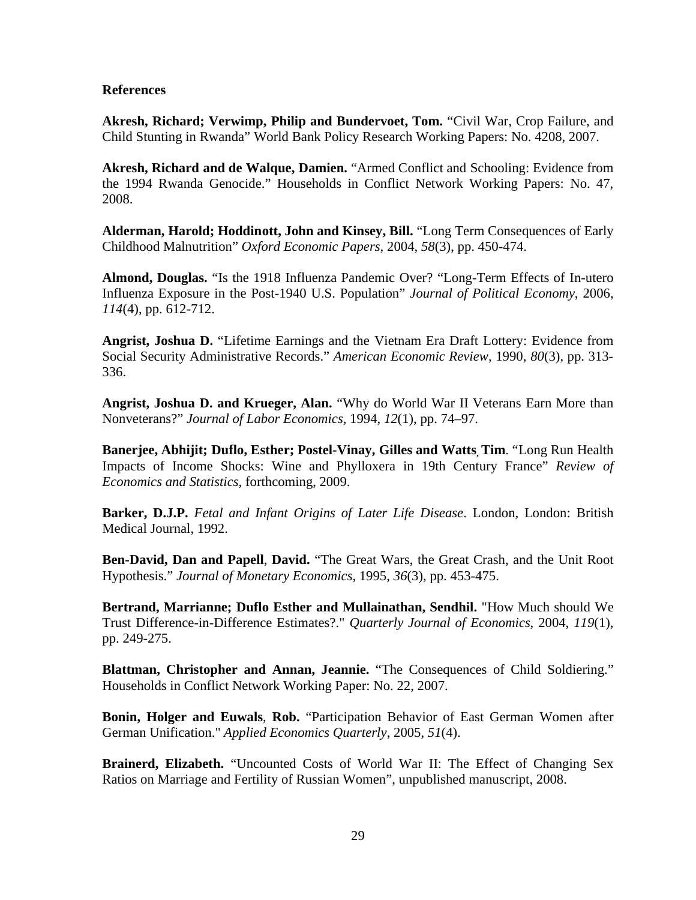**References**

**Akresh, Richard; Verwimp, Philip and Bundervoet, Tom.** "Civil War, Crop Failure, and Child Stunting in Rwanda" World Bank Policy Research Working Papers: No. 4208, 2007.

**Akresh, Richard and de Walque, Damien.** "Armed Conflict and Schooling: Evidence from the 1994 Rwanda Genocide." Households in Conflict Network Working Papers: No. 47, 2008.

**Alderman, Harold; Hoddinott, John and Kinsey, Bill.** "Long Term Consequences of Early Childhood Malnutrition" *Oxford Economic Papers*, 2004, *58*(3), pp. 450-474.

**Almond, Douglas.** "Is the 1918 Influenza Pandemic Over? "Long-Term Effects of In-utero Influenza Exposure in the Post-1940 U.S. Population" *Journal of Political Economy*, 2006, *114*(4), pp. 612-712.

**Angrist, Joshua D.** "Lifetime Earnings and the Vietnam Era Draft Lottery: Evidence from Social Security Administrative Records." *American Economic Review*, 1990, *80*(3), pp. 313-336.

**Angrist, Joshua D. and Krueger, Alan.** "Why do World War II Veterans Earn More than Nonveterans?" *Journal of Labor Economics*, 1994, *12*(1), pp. 74–97.

**Banerjee, Abhijit; Duflo, Esther; Postel-Vinay, Gilles and Watts, Tim**. "Long Run Health Impacts of Income Shocks: Wine and Phylloxera in 19th Century France" *Review of Economics and Statistics*, forthcoming, 2009.

**Barker, D.J.P.** *Fetal and Infant Origins of Later Life Disease*. London, London: British Medical Journal, 1992.

**Ben-David, Dan and Papell**, **David.** "The Great Wars, the Great Crash, and the Unit Root Hypothesis." *Journal of Monetary Economics*, 1995, *36*(3), pp. 453-475.

**Bertrand, Marrianne; Duflo Esther and Mullainathan, Sendhil.** "How Much should We Trust Difference-in-Difference Estimates?." *Quarterly Journal of Economics*, 2004, *119*(1), pp. 249-275.

**Blattman, Christopher and Annan, Jeannie.** "The Consequences of Child Soldiering." Households in Conflict Network Working Paper: No. 22, 2007.

**Bonin, Holger and Euwals**, **Rob.** "Participation Behavior of East German Women after German Unification." *Applied Economics Quarterly*, 2005, *51*(4).

**Brainerd, Elizabeth.** "Uncounted Costs of World War II: The Effect of Changing Sex Ratios on Marriage and Fertility of Russian Women", unpublished manuscript, 2008.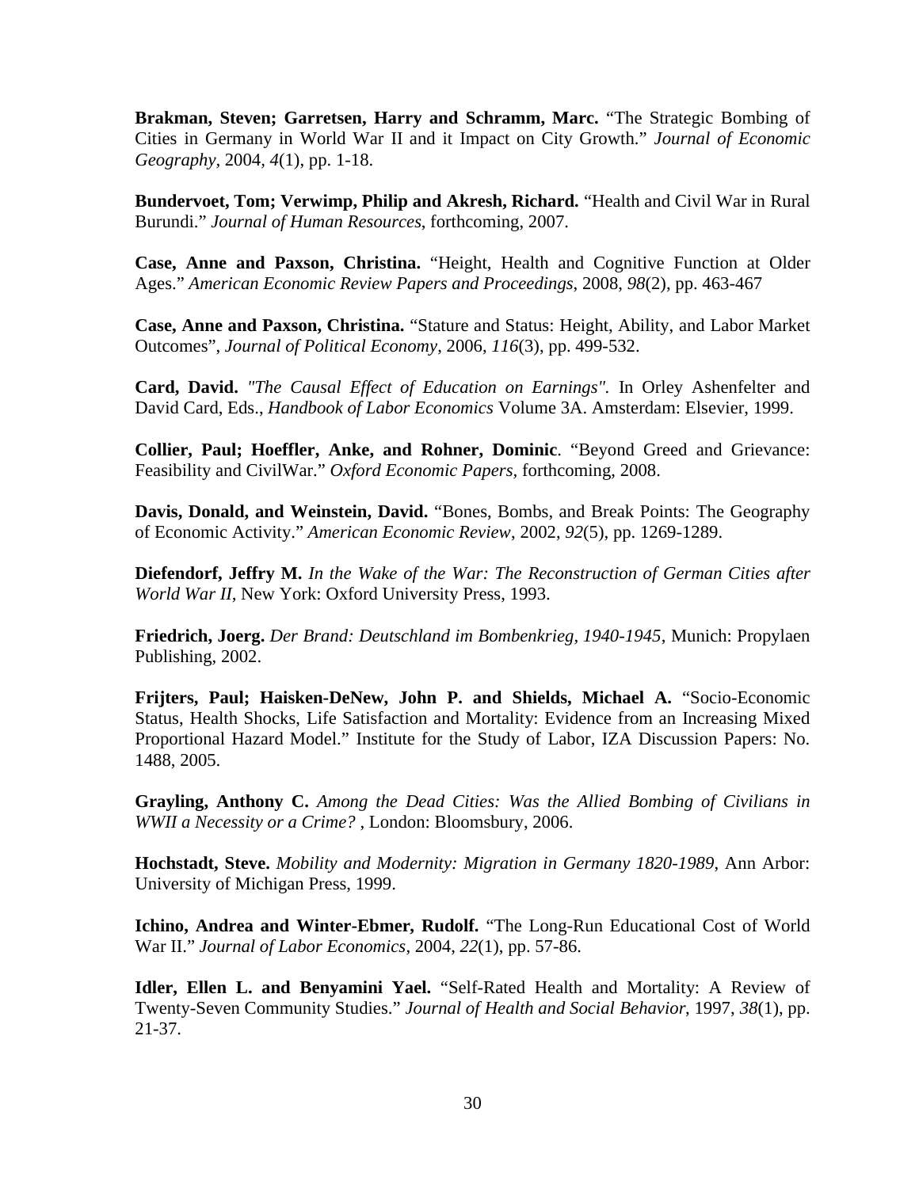**Brakman, Steven; Garretsen, Harry and Schramm, Marc.** "The Strategic Bombing of Cities in Germany in World War II and it Impact on City Growth." *Journal of Economic Geography*, 2004, *4*(1), pp. 1-18.

**Bundervoet, Tom; Verwimp, Philip and Akresh, Richard.** "Health and Civil War in Rural Burundi." *Journal of Human Resources*, forthcoming, 2007.

**Case, Anne and Paxson, Christina.** "Height, Health and Cognitive Function at Older Ages." *American Economic Review Papers and Proceedings*, 2008, *98*(2), pp. 463-467

**Case, Anne and Paxson, Christina.** "Stature and Status: Height, Ability, and Labor Market Outcomes", *Journal of Political Economy*, 2006, *116*(3), pp. 499-532.

**Card, David.** *"The Causal Effect of Education on Earnings".* In Orley Ashenfelter and David Card, Eds., *Handbook of Labor Economics* Volume 3A. Amsterdam: Elsevier, 1999.

**Collier, Paul; Hoeffler, Anke, and Rohner, Dominic**. "Beyond Greed and Grievance: Feasibility and CivilWar." *Oxford Economic Papers*, forthcoming, 2008.

**Davis, Donald, and Weinstein, David.** "Bones, Bombs, and Break Points: The Geography of Economic Activity." *American Economic Review*, 2002, *92*(5), pp. 1269-1289.

**Diefendorf, Jeffry M.** *In the Wake of the War: The Reconstruction of German Cities after World War II*, New York: Oxford University Press, 1993.

**Friedrich, Joerg.** *Der Brand: Deutschland im Bombenkrieg, 1940-1945*, Munich: Propylaen Publishing, 2002.

**Frijters, Paul; Haisken-DeNew, John P. and Shields, Michael A.** "Socio-Economic Status, Health Shocks, Life Satisfaction and Mortality: Evidence from an Increasing Mixed Proportional Hazard Model." Institute for the Study of Labor, IZA Discussion Papers: No. 1488, 2005.

**Grayling, Anthony C.** *Among the Dead Cities: Was the Allied Bombing of Civilians in WWII a Necessity or a Crime?* , London: Bloomsbury, 2006.

**Hochstadt, Steve.** *Mobility and Modernity: Migration in Germany 1820-1989*, Ann Arbor: University of Michigan Press, 1999.

**Ichino, Andrea and Winter-Ebmer, Rudolf.** "The Long-Run Educational Cost of World War II." *Journal of Labor Economics*, 2004, *22*(1), pp. 57-86.

**Idler, Ellen L. and Benyamini Yael.** "Self-Rated Health and Mortality: A Review of Twenty-Seven Community Studies." *Journal of Health and Social Behavior*, 1997, *38*(1), pp. 21-37.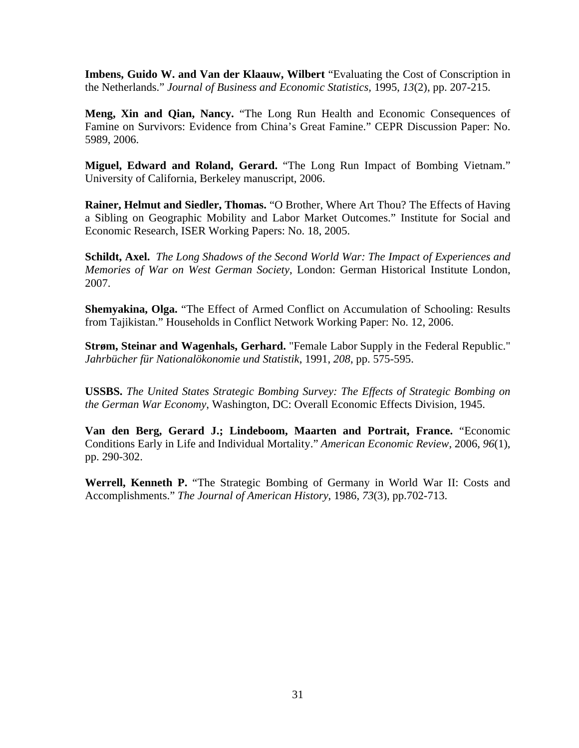**Imbens, Guido W. and Van der Klaauw, Wilbert** "Evaluating the Cost of Conscription in the Netherlands." *Journal of Business and Economic Statistics*, 1995, *13*(2), pp. 207-215.

**Meng, Xin and Qian, Nancy.** "The Long Run Health and Economic Consequences of Famine on Survivors: Evidence from China's Great Famine." CEPR Discussion Paper: No. 5989, 2006.

**Miguel, Edward and Roland, Gerard.** "The Long Run Impact of Bombing Vietnam." University of California, Berkeley manuscript, 2006.

**Rainer, Helmut and Siedler, Thomas.** "O Brother, Where Art Thou? The Effects of Having a Sibling on Geographic Mobility and Labor Market Outcomes." Institute for Social and Economic Research, ISER Working Papers: No. 18, 2005.

**Schildt, Axel.** *The Long Shadows of the Second World War: The Impact of Experiences and Memories of War on West German Society*, London: German Historical Institute London, 2007.

**Shemyakina, Olga.** "The Effect of Armed Conflict on Accumulation of Schooling: Results from Tajikistan." Households in Conflict Network Working Paper: No. 12, 2006.

**Strøm, Steinar and Wagenhals, Gerhard.** "Female Labor Supply in the Federal Republic." *Jahrbücher für Nationalökonomie und Statistik*, 1991, *208*, pp. 575-595.

**USSBS.** *The United States Strategic Bombing Survey: The Effects of Strategic Bombing on the German War Economy*, Washington, DC: Overall Economic Effects Division, 1945.

**Van den Berg, Gerard J.; Lindeboom, Maarten and Portrait, France.** "Economic Conditions Early in Life and Individual Mortality." *American Economic Review*, 2006, *96*(1), pp. 290-302.

**Werrell, Kenneth P.** "The Strategic Bombing of Germany in World War II: Costs and Accomplishments." *The Journal of American History*, 1986, *73*(3), pp.702-713.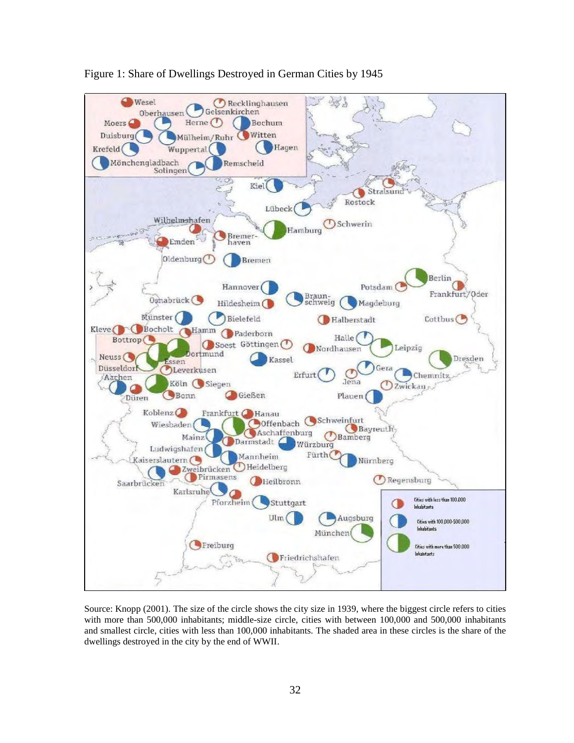Figure 1: Share of Dwellings Destroyed in German Cities by 1945

Source: Knopp (2001). The size of the circle shows the city size in 1939, where the biggest circle refers to cities with more than 500,000 inhabitants; middle-size circle, cities with between 100,000 and 500,000 inhabitants and smallest circle, cities with less than 100,000 inhabitants. The shaded area in these circles is the share of the dwellings destroyed in the city by the end of WWII.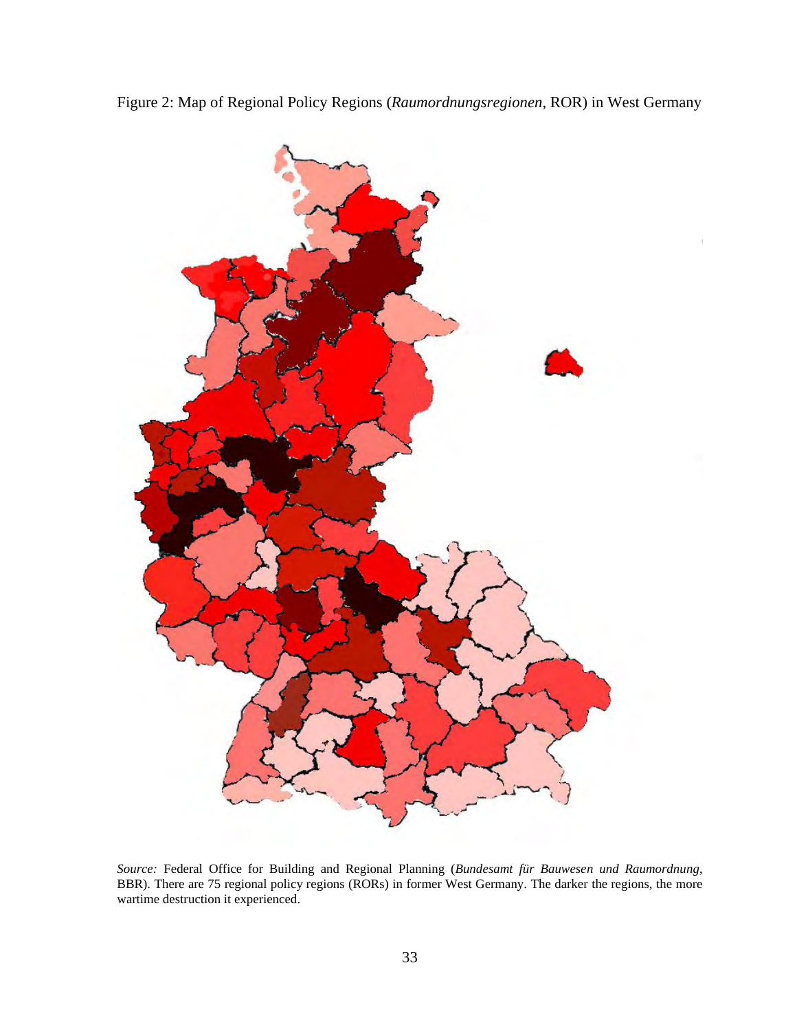Figure 2: Map of Regional Policy Regions (*Raumordnungsregionen*, ROR) in West Germany

*Source:* Federal Office for Building and Regional Planning (*Bundesamt für Bauwesen und Raumordnung*, BBR). There are 75 regional policy regions (RORs) in former West Germany. The darker the regions, the more wartime destruction it experienced.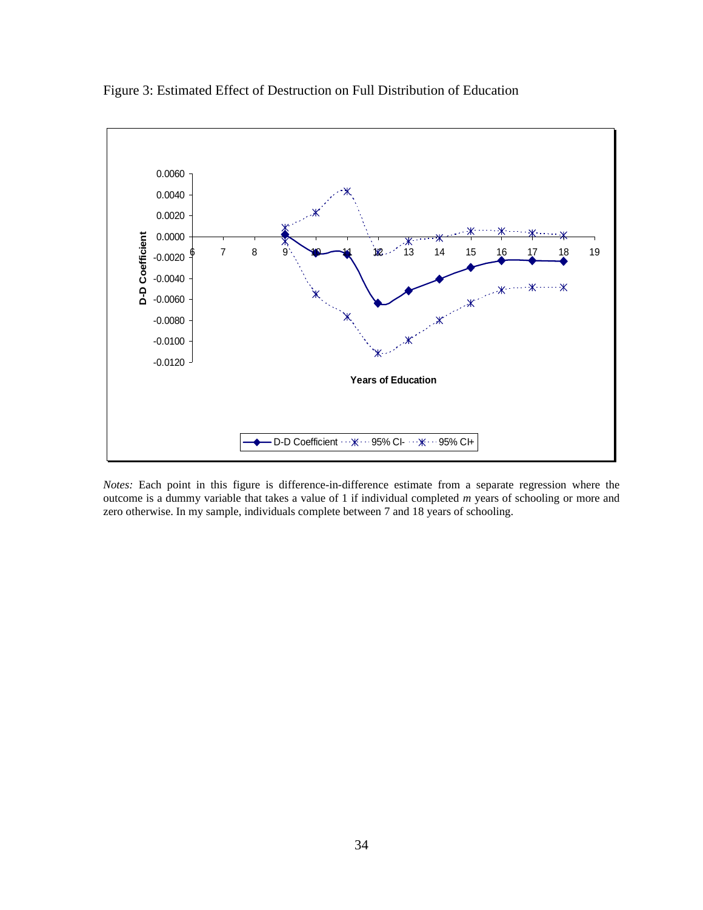Figure 3: Estimated Effect of Destruction on Full Distribution of Education

*Notes:* Each point in this figure is difference-in-difference estimate from a separate regression where the outcome is a dummy variable that takes a value of 1 if individual completed *m* years of schooling or more and zero otherwise. In my sample, individuals complete between 7 and 18 years of schooling.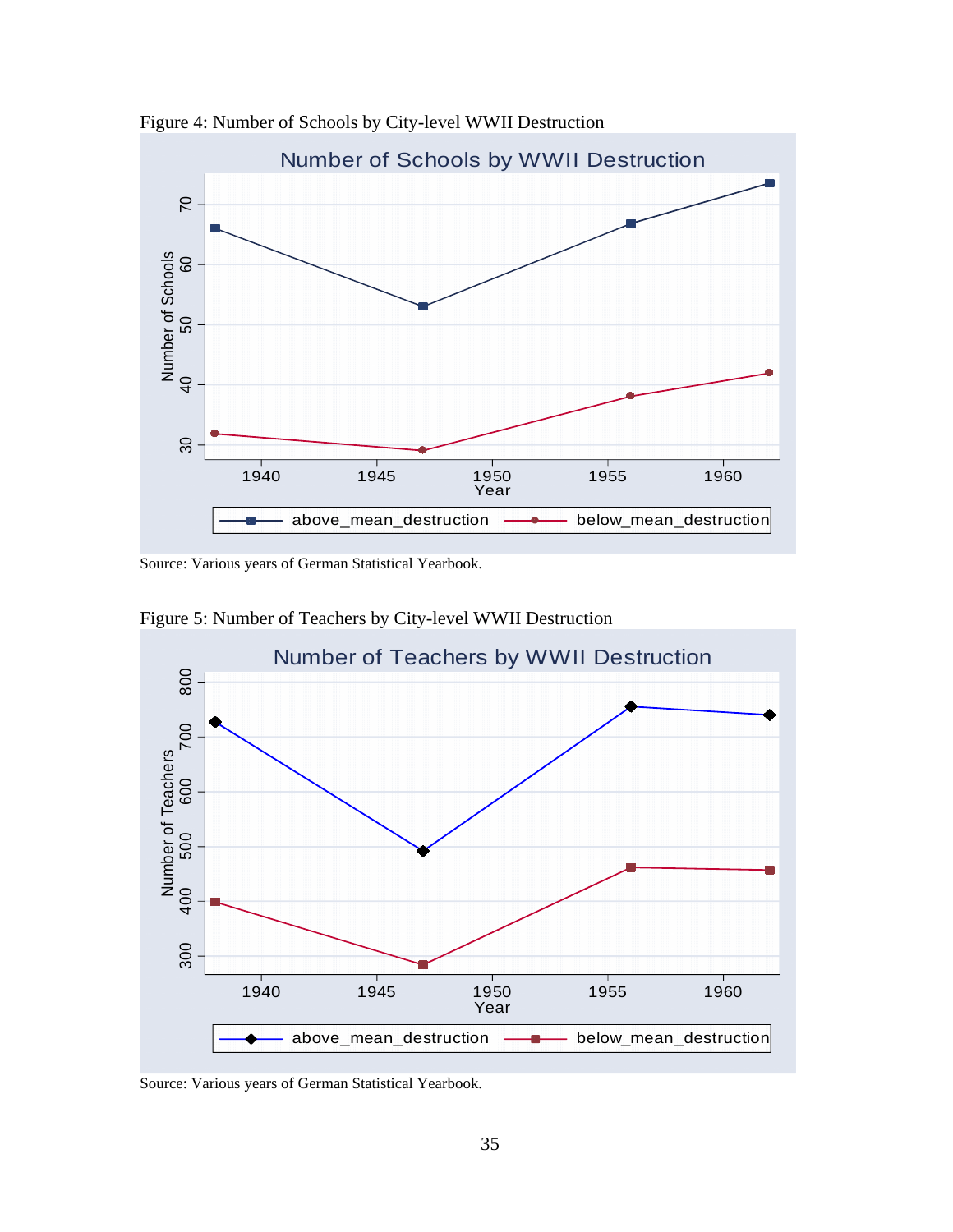Figure 4: Number of Schools by City-level WWII Destruction

Source: Various years of German Statistical Yearbook.

Figure 5: Number of Teachers by City-level WWII Destruction

Source: Various years of German Statistical Yearbook.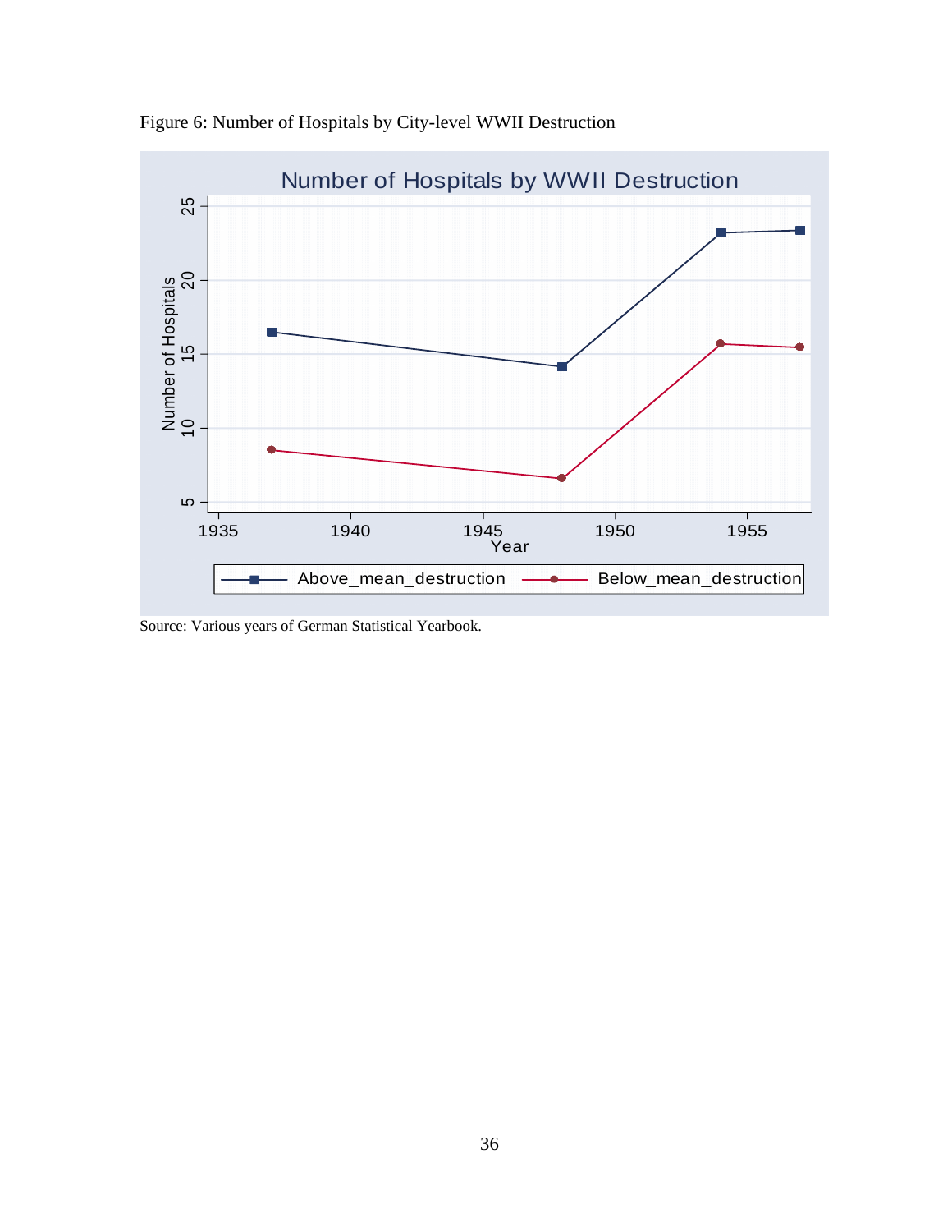Figure 6: Number of Hospitals by City-level WWII Destruction

Source: Various years of German Statistical Yearbook.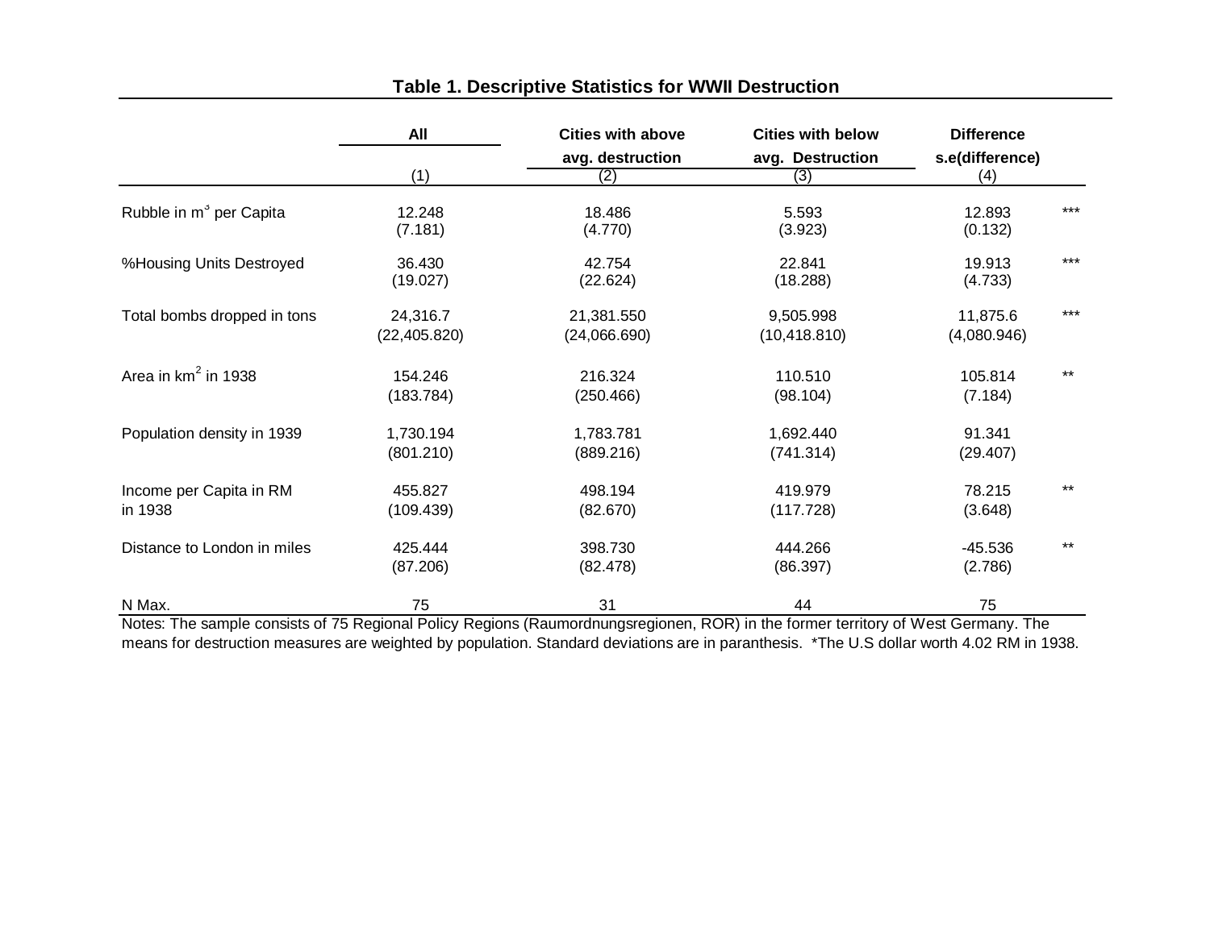**Table 1. Descriptive Statistics for WWII Destruction**

| | All | Cities with above avg. destruction | Cities with below avg. Destruction | Difference s.e(difference) | |
|---|---|---|---|---|---|
| | (1) | (2) | (3) | (4) | |
| Rubble in $m^3$ per Capita | 12.248 | 18.486 | 5.593 | 12.893 | *** |
| | (7.181) | (4.770) | (3.923) | (0.132) | |
| %Housing Units Destroyed | 36.430 | 42.754 | 22.841 | 19.913 | *** |
| | (19.027) | (22.624) | (18.288) | (4.733) | |
| Total bombs dropped in tons | 24,316.7 | 21,381.550 | 9,505.998 | 11,875.6 | *** |
| | (22,405.820) | (24,066.690) | (10,418.810) | (4,080.946) | |
| Area in $km^2$ in 1938 | 154.246 | 216.324 | 110.510 | 105.814 | ** |
| | (183.784) | (250.466) | (98.104) | (7.184) | |
| Population density in 1939 | 1,730.194 | 1,783.781 | 1,692.440 | 91.341 | |
| | (801.210) | (889.216) | (741.314) | (29.407) | |
| Income per Capita in RM in 1938 | 455.827 | 498.194 | 419.979 | 78.215 | ** |
| | (109.439) | (82.670) | (117.728) | (3.648) | |
| Distance to London in miles | 425.444 | 398.730 | 444.266 | -45.536 | ** |
| | (87.206) | (82.478) | (86.397) | (2.786) | |
| N Max. | 75 | 31 | 44 | 75 | |

Notes: The sample consists of 75 Regional Policy Regions (Raumordnungsregionen, ROR) in the former territory of West Germany. The means for destruction measures are weighted by population. Standard deviations are in paranthesis. *The U.S dollar worth 4.02 RM in 1938.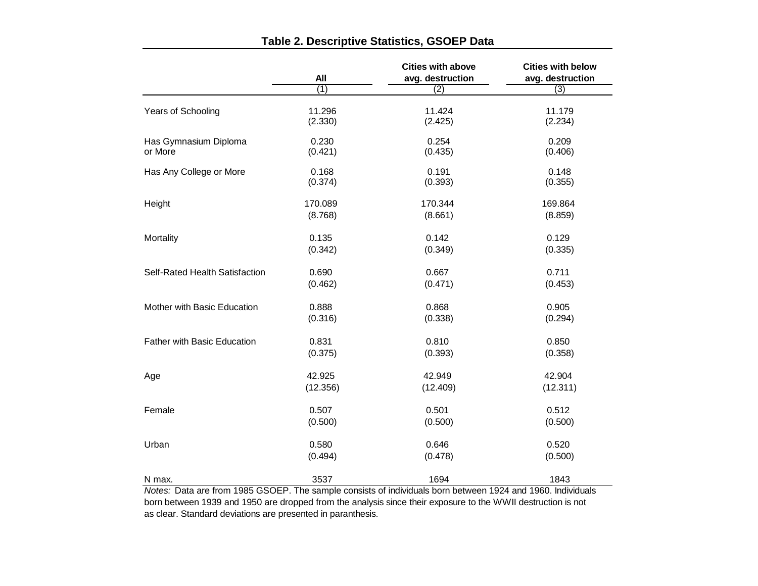**Table 2. Descriptive Statistics, GSOEP Data**

| | All | Cities with above avg. destruction | Cities with below avg. destruction |
|---|---|---|---|
| | (1) | (2) | (3) |
| Years of Schooling | 11.296 | 11.424 | 11.179 |
| | (2.330) | (2.425) | (2.234) |
| Has Gymnasium Diploma or More | 0.230 | 0.254 | 0.209 |
| | (0.421) | (0.435) | (0.406) |
| Has Any College or More | 0.168 | 0.191 | 0.148 |
| | (0.374) | (0.393) | (0.355) |
| Height | 170.089 | 170.344 | 169.864 |
| | (8.768) | (8.661) | (8.859) |
| Mortality | 0.135 | 0.142 | 0.129 |
| | (0.342) | (0.349) | (0.335) |
| Self-Rated Health Satisfaction | 0.690 | 0.667 | 0.711 |
| | (0.462) | (0.471) | (0.453) |
| Mother with Basic Education | 0.888 | 0.868 | 0.905 |
| | (0.316) | (0.338) | (0.294) |
| Father with Basic Education | 0.831 | 0.810 | 0.850 |
| | (0.375) | (0.393) | (0.358) |
| Age | 42.925 | 42.949 | 42.904 |
| | (12.356) | (12.409) | (12.311) |
| Female | 0.507 | 0.501 | 0.512 |
| | (0.500) | (0.500) | (0.500) |
| Urban | 0.580 | 0.646 | 0.520 |
| | (0.494) | (0.478) | (0.500) |
| N max. | 3537 | 1694 | 1843 |

*Notes:* Data are from 1985 GSOEP. The sample consists of individuals born between 1924 and 1960. Individuals born between 1939 and 1950 are dropped from the analysis since their exposure to the WWII destruction is not as clear. Standard deviations are presented in paranthesis.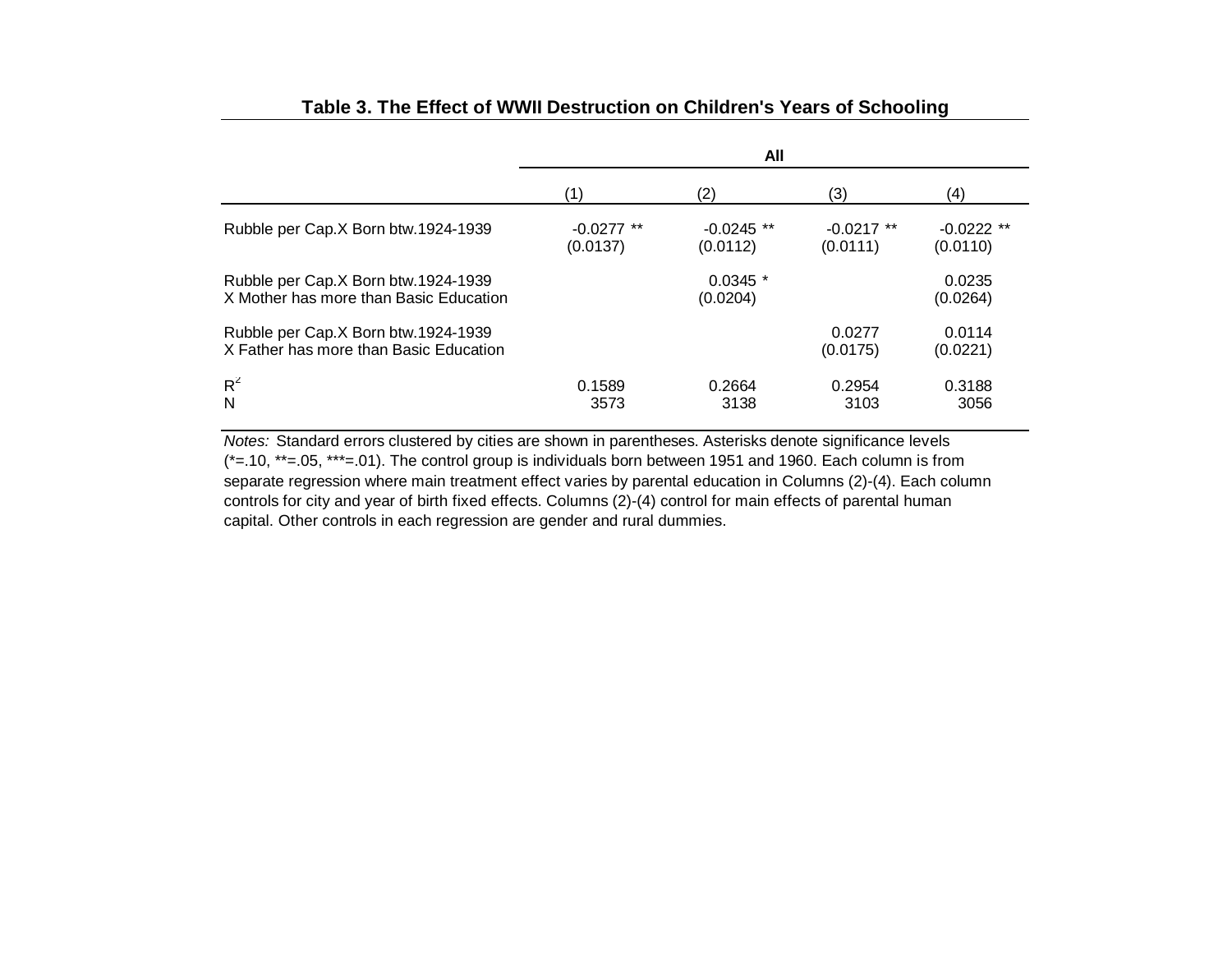**Table 3. The Effect of WWII Destruction on Children's Years of Schooling**

| | All | | | |
|---|---|---|---|---|
| | (1) | (2) | (3) | (4) |
| Rubble per Cap.X Born btw.1924-1939 | -0.0277 ** | -0.0245 ** | -0.0217 ** | -0.0222 ** |
| | (0.0137) | (0.0112) | (0.0111) | (0.0110) |
| Rubble per Cap.X Born btw.1924-1939 X Mother has more than Basic Education | | 0.0345 * | | 0.0235 |
| | | (0.0204) | | (0.0264) |
| Rubble per Cap.X Born btw.1924-1939 X Father has more than Basic Education | | | 0.0277 | 0.0114 |
| | | | (0.0175) | (0.0221) |
| $R^2$ | 0.1589 | 0.2664 | 0.2954 | 0.3188 |
| N | 3573 | 3138 | 3103 | 3056 |

*Notes:* Standard errors clustered by cities are shown in parentheses. Asterisks denote significance levels (*=.10, **=.05, ***=.01). The control group is individuals born between 1951 and 1960. Each column is from separate regression where main treatment effect varies by parental education in Columns (2)-(4). Each column controls for city and year of birth fixed effects. Columns (2)-(4) control for main effects of parental human capital. Other controls in each regression are gender and rural dummies.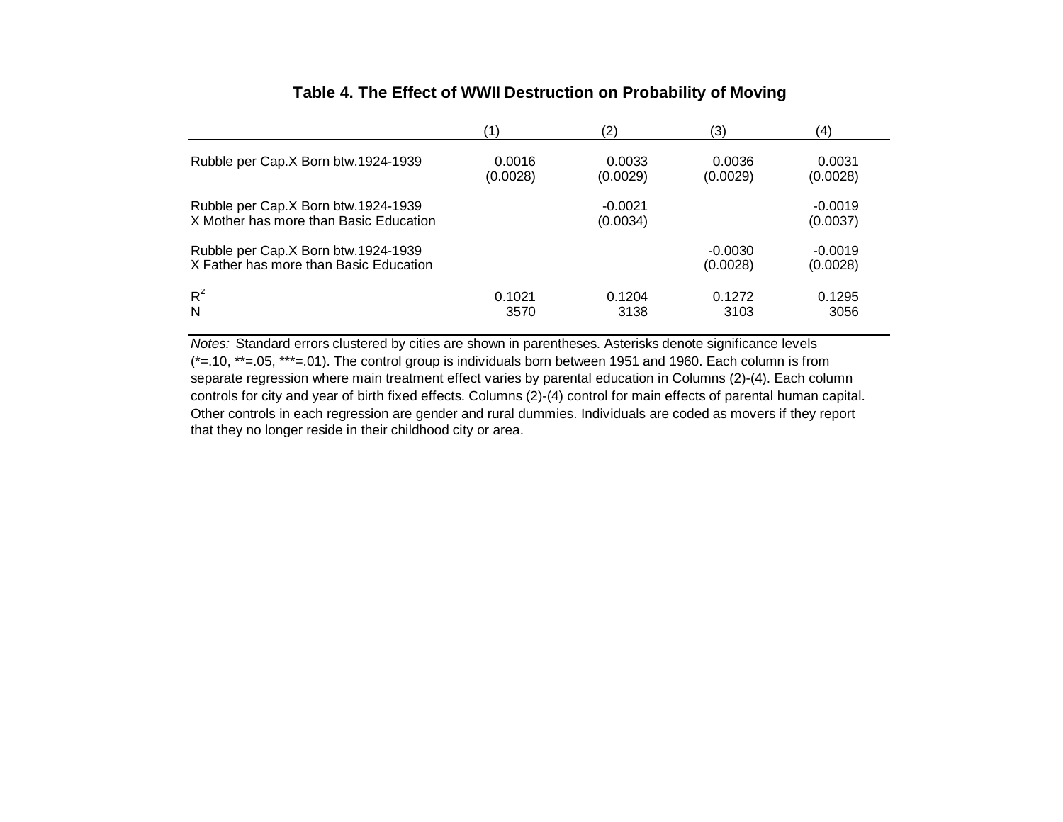**Table 4. The Effect of WWII Destruction on Probability of Moving**

| | (1) | (2) | (3) | (4) |
|---|---|---|---|---|
| Rubble per Cap.X Born btw.1924-1939 | 0.0016 | 0.0033 | 0.0036 | 0.0031 |
| | (0.0028) | (0.0029) | (0.0029) | (0.0028) |
| Rubble per Cap.X Born btw.1924-1939 X Mother has more than Basic Education | | -0.0021 | | -0.0019 |
| | | (0.0034) | | (0.0037) |
| Rubble per Cap.X Born btw.1924-1939 X Father has more than Basic Education | | | -0.0030 | -0.0019 |
| | | | (0.0028) | (0.0028) |
| $R^2$ | 0.1021 | 0.1204 | 0.1272 | 0.1295 |
| N | 3570 | 3138 | 3103 | 3056 |

*Notes:* Standard errors clustered by cities are shown in parentheses. Asterisks denote significance levels (*=.10, **=.05, ***=.01). The control group is individuals born between 1951 and 1960. Each column is from separate regression where main treatment effect varies by parental education in Columns (2)-(4). Each column controls for city and year of birth fixed effects. Columns (2)-(4) control for main effects of parental human capital. Other controls in each regression are gender and rural dummies. Individuals are coded as movers if they report that they no longer reside in their childhood city or area.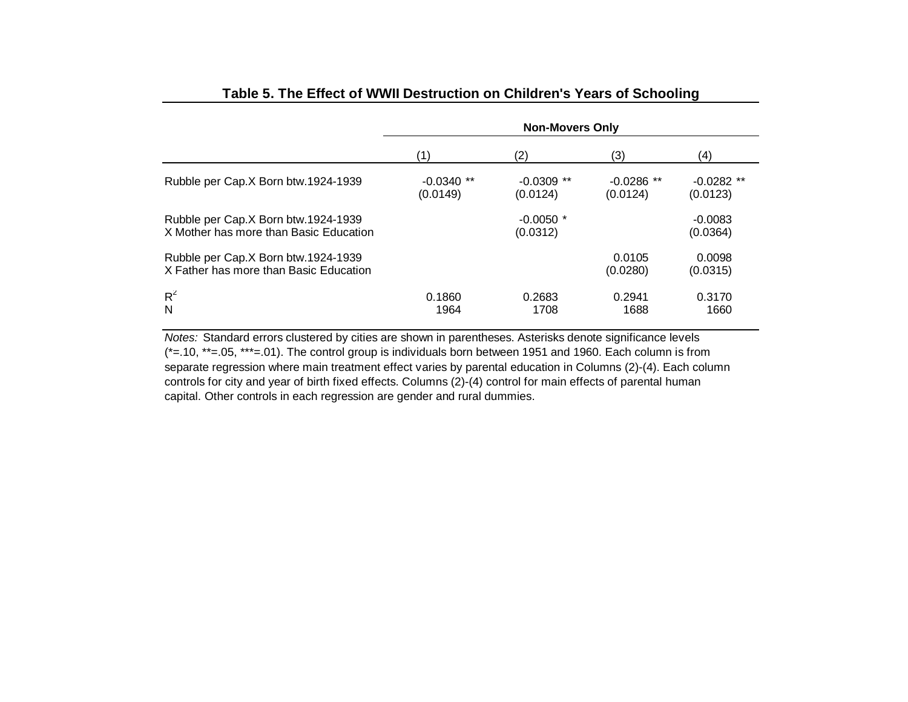**Table 5. The Effect of WWII Destruction on Children's Years of Schooling**

| | Non-Movers Only | | | |
|---|---|---|---|---|
| | (1) | (2) | (3) | (4) |
| Rubble per Cap.X Born btw.1924-1939 | -0.0340 ** | -0.0309 ** | -0.0286 ** | -0.0282 ** |
| | (0.0149) | (0.0124) | (0.0124) | (0.0123) |
| Rubble per Cap.X Born btw.1924-1939 X Mother has more than Basic Education | | -0.0050 * | | -0.0083 |
| | | (0.0312) | | (0.0364) |
| Rubble per Cap.X Born btw.1924-1939 X Father has more than Basic Education | | | 0.0105 | 0.0098 |
| | | | (0.0280) | (0.0315) |
| $R^2$ | 0.1860 | 0.2683 | 0.2941 | 0.3170 |
| N | 1964 | 1708 | 1688 | 1660 |

*Notes:* Standard errors clustered by cities are shown in parentheses. Asterisks denote significance levels (*=.10, **=.05, ***=.01). The control group is individuals born between 1951 and 1960. Each column is from separate regression where main treatment effect varies by parental education in Columns (2)-(4). Each column controls for city and year of birth fixed effects. Columns (2)-(4) control for main effects of parental human capital. Other controls in each regression are gender and rural dummies.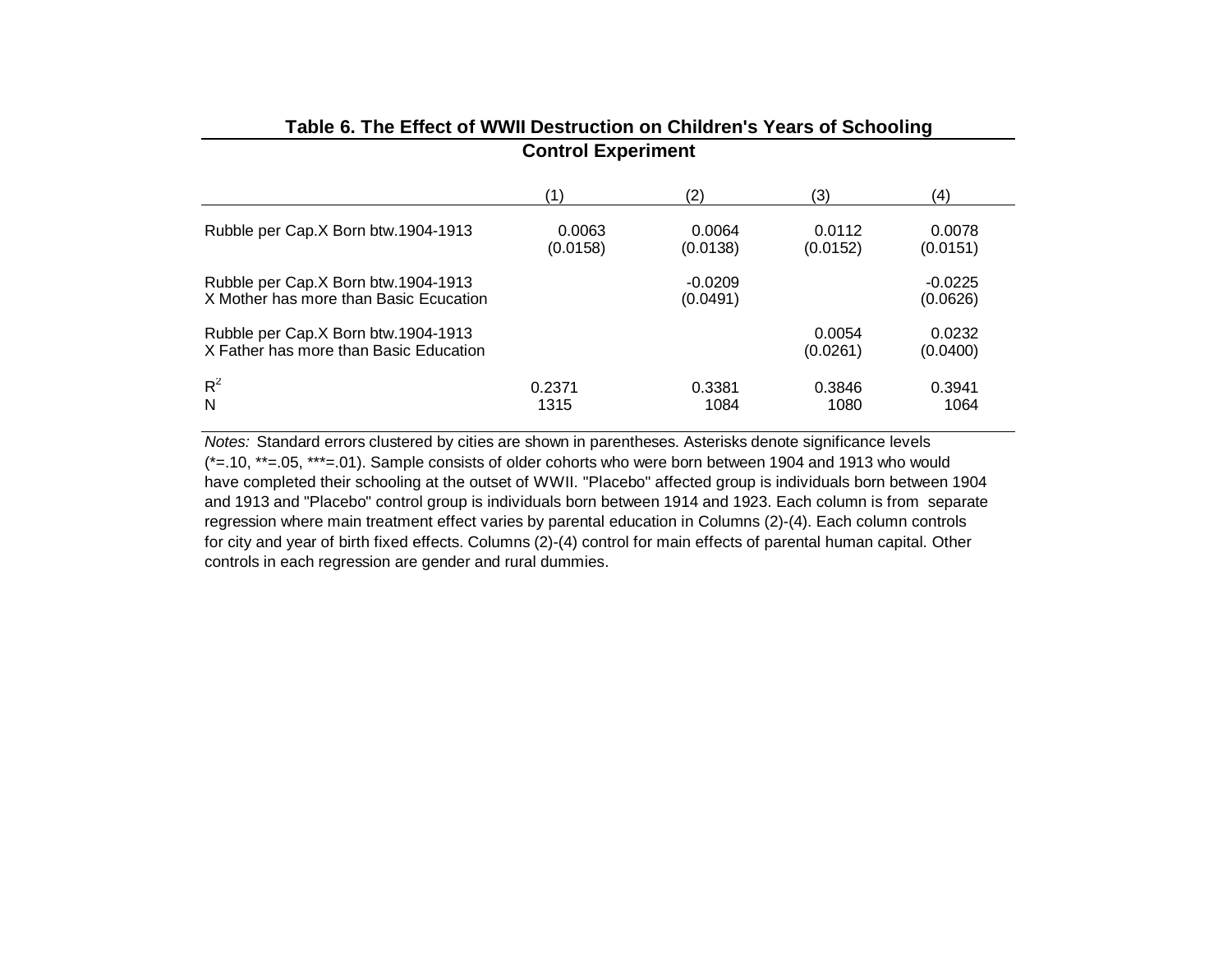**Table 6. The Effect of WWII Destruction on Children's Years of Schooling**

**Control Experiment**

| | (1) | (2) | (3) | (4) |
|---|---|---|---|---|
| Rubble per Cap.X Born btw.1904-1913 | 0.0063 | 0.0064 | 0.0112 | 0.0078 |
| | (0.0158) | (0.0138) | (0.0152) | (0.0151) |
| Rubble per Cap.X Born btw.1904-1913 X Mother has more than Basic Ecucation | | -0.0209 | | -0.0225 |
| | | (0.0491) | | (0.0626) |
| Rubble per Cap.X Born btw.1904-1913 X Father has more than Basic Education | | | 0.0054 | 0.0232 |
| | | | (0.0261) | (0.0400) |
| $R^2$ | 0.2371 | 0.3381 | 0.3846 | 0.3941 |
| N | 1315 | 1084 | 1080 | 1064 |

*Notes:* Standard errors clustered by cities are shown in parentheses. Asterisks denote significance levels (*=.10, **=.05, ***=.01). Sample consists of older cohorts who were born between 1904 and 1913 who would have completed their schooling at the outset of WWII. "Placebo" affected group is individuals born between 1904 and 1913 and "Placebo" control group is individuals born between 1914 and 1923. Each column is from separate regression where main treatment effect varies by parental education in Columns (2)-(4). Each column controls for city and year of birth fixed effects. Columns (2)-(4) control for main effects of parental human capital. Other controls in each regression are gender and rural dummies.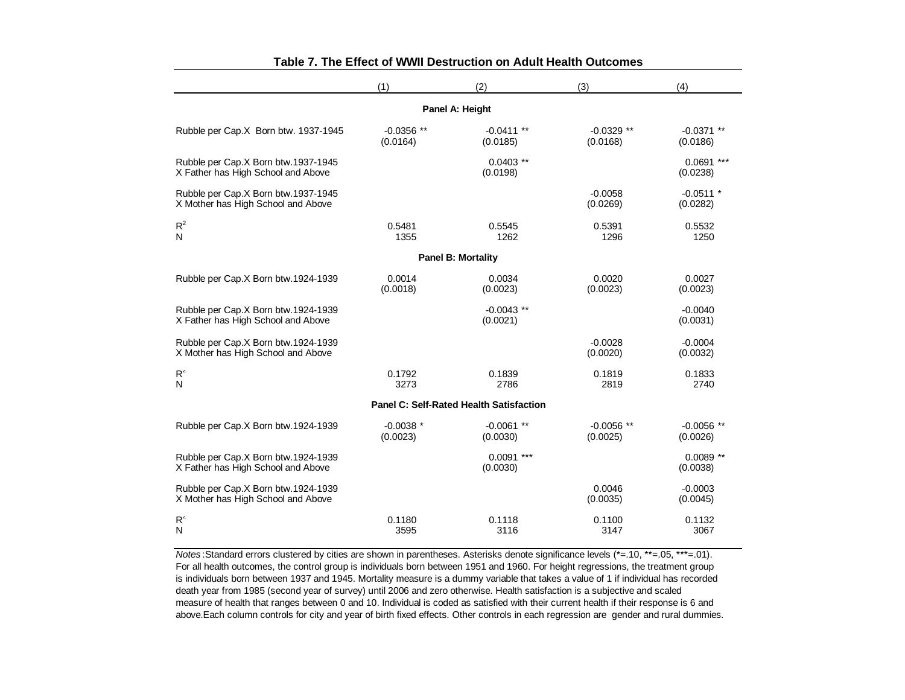**Table 7. The Effect of WWII Destruction on Adult Health Outcomes**

| | (1) | (2) | (3) | (4) |
|---|---|---|---|---|
| **Panel A: Height** | | | | |
| Rubble per Cap.X Born btw. 1937-1945 | -0.0356 ** | -0.0411 ** | -0.0329 ** | -0.0371 ** |
| | (0.0164) | (0.0185) | (0.0168) | (0.0186) |
| Rubble per Cap.X Born btw.1937-1945 X Father has High School and Above | | 0.0403 ** | | 0.0691 *** |
| | | (0.0198) | | (0.0238) |
| Rubble per Cap.X Born btw.1937-1945 X Mother has High School and Above | | | -0.0058 | -0.0511 * |
| | | | (0.0269) | (0.0282) |
| $R^2$ | 0.5481 | 0.5545 | 0.5391 | 0.5532 |
| N | 1355 | 1262 | 1296 | 1250 |
| **Panel B: Mortality** | | | | |
| Rubble per Cap.X Born btw.1924-1939 | 0.0014 | 0.0034 | 0.0020 | 0.0027 |
| | (0.0018) | (0.0023) | (0.0023) | (0.0023) |
| Rubble per Cap.X Born btw.1924-1939 X Father has High School and Above | | -0.0043 ** | | -0.0040 |
| | | (0.0021) | | (0.0031) |
| Rubble per Cap.X Born btw.1924-1939 X Mother has High School and Above | | | -0.0028 | -0.0004 |
| | | | (0.0020) | (0.0032) |
| $R^2$ | 0.1792 | 0.1839 | 0.1819 | 0.1833 |
| N | 3273 | 2786 | 2819 | 2740 |
| **Panel C: Self-Rated Health Satisfaction** | | | | |
| Rubble per Cap.X Born btw.1924-1939 | -0.0038 * | -0.0061 ** | -0.0056 ** | -0.0056 ** |
| | (0.0023) | (0.0030) | (0.0025) | (0.0026) |
| Rubble per Cap.X Born btw.1924-1939 X Father has High School and Above | | 0.0091 *** | | 0.0089 ** |
| | | (0.0030) | | (0.0038) |
| Rubble per Cap.X Born btw.1924-1939 X Mother has High School and Above | | | 0.0046 | -0.0003 |
| | | | (0.0035) | (0.0045) |
| $R^2$ | 0.1180 | 0.1118 | 0.1100 | 0.1132 |
| N | 3595 | 3116 | 3147 | 3067 |

*Notes*: Standard errors clustered by cities are shown in parentheses. Asterisks denote significance levels (*=.10, **=.05, ***=.01). For all health outcomes, the control group is individuals born between 1951 and 1960. For height regressions, the treatment group is individuals born between 1937 and 1945. Mortality measure is a dummy variable that takes a value of 1 if individual has recorded death year from 1985 (second year of survey) until 2006 and zero otherwise. Health satisfaction is a subjective and scaled measure of health that ranges between 0 and 10. Individual is coded as satisfied with their current health if their response is 6 and above.Each column controls for city and year of birth fixed effects. Other controls in each regression are gender and rural dummies.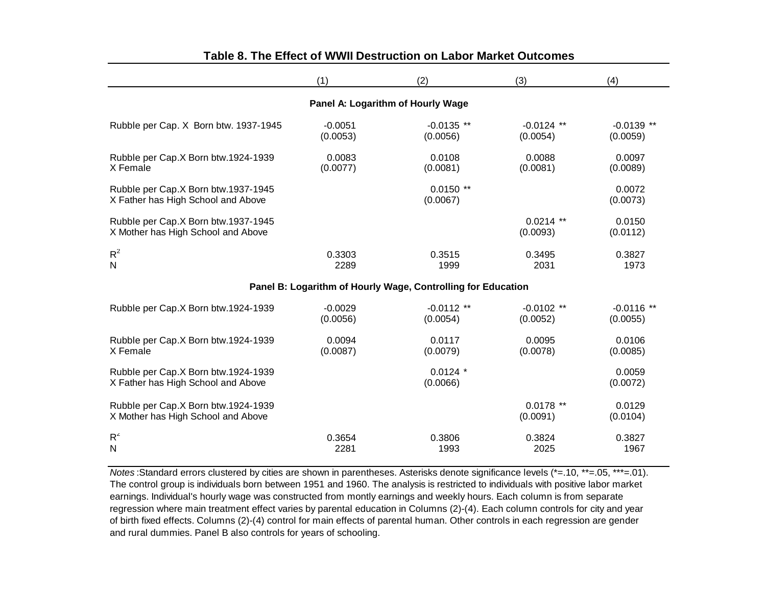## Table 8. The Effect of WWII Destruction on Labor Market Outcomes

| | (1) | (2) | (3) | (4) |
|---|---|---|---|---|
| **Panel A: Logarithm of Hourly Wage** | | | | |
| Rubble per Cap. X Born btw. 1937-1945 | -0.0051 | -0.0135 ** | -0.0124 ** | -0.0139 ** |
| | (0.0053) | (0.0056) | (0.0054) | (0.0059) |
| Rubble per Cap.X Born btw.1924-1939 X Female | 0.0083 | 0.0108 | 0.0088 | 0.0097 |
| | (0.0077) | (0.0081) | (0.0081) | (0.0089) |
| Rubble per Cap.X Born btw.1937-1945 X Father has High School and Above | | 0.0150 ** | | 0.0072 |
| | | (0.0067) | | (0.0073) |
| Rubble per Cap.X Born btw.1937-1945 X Mother has High School and Above | | | 0.0214 ** | 0.0150 |
| | | | (0.0093) | (0.0112) |
| $R^2$ | 0.3303 | 0.3515 | 0.3495 | 0.3827 |
| N | 2289 | 1999 | 2031 | 1973 |
| **Panel B: Logarithm of Hourly Wage, Controlling for Education** | | | | |
| Rubble per Cap.X Born btw.1924-1939 | -0.0029 | -0.0112 ** | -0.0102 ** | -0.0116 ** |
| | (0.0056) | (0.0054) | (0.0052) | (0.0055) |
| Rubble per Cap.X Born btw.1924-1939 X Female | 0.0094 | 0.0117 | 0.0095 | 0.0106 |
| | (0.0087) | (0.0079) | (0.0078) | (0.0085) |
| Rubble per Cap.X Born btw.1924-1939 X Father has High School and Above | | 0.0124 * | | 0.0059 |
| | | (0.0066) | | (0.0072) |
| Rubble per Cap.X Born btw.1924-1939 X Mother has High School and Above | | | 0.0178 ** | 0.0129 |
| | | | (0.0091) | (0.0104) |
| $R^2$ | 0.3654 | 0.3806 | 0.3824 | 0.3827 |
| N | 2281 | 1993 | 2025 | 1967 |

*Notes* :Standard errors clustered by cities are shown in parentheses. Asterisks denote significance levels (*=.10, **=.05, ***=.01). The control group is individuals born between 1951 and 1960. The analysis is restricted to individuals with positive labor market earnings. Individual's hourly wage was constructed from montly earnings and weekly hours. Each column is from separate regression where main treatment effect varies by parental education in Columns (2)-(4). Each column controls for city and year of birth fixed effects. Columns (2)-(4) control for main effects of parental human. Other controls in each regression are gender and rural dummies. Panel B also controls for years of schooling.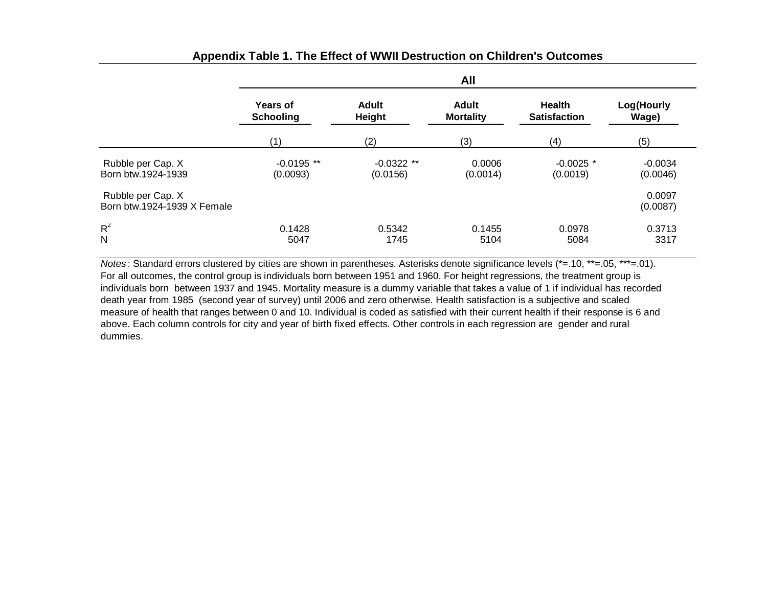**Appendix Table 1. The Effect of WWII Destruction on Children's Outcomes**

| | All | | | | |
|---|---|---|---|---|---|
| | Years of Schooling | Adult Height | Adult Mortality | Health Satisfaction | Log(Hourly Wage) |
| | (1) | (2) | (3) | (4) | (5) |
| Rubble per Cap. X Born btw.1924-1939 | -0.0195 ** | -0.0322 ** | 0.0006 | -0.0025 * | -0.0034 |
| | (0.0093) | (0.0156) | (0.0014) | (0.0019) | (0.0046) |
| Rubble per Cap. X Born btw.1924-1939 X Female | | | | | 0.0097 |
| | | | | | (0.0087) |
| $R^2$ | 0.1428 | 0.5342 | 0.1455 | 0.0978 | 0.3713 |
| N | 5047 | 1745 | 5104 | 5084 | 3317 |

*Notes*: Standard errors clustered by cities are shown in parentheses. Asterisks denote significance levels (*=.10, **=.05, ***=.01). For all outcomes, the control group is individuals born between 1951 and 1960. For height regressions, the treatment group is individuals born between 1937 and 1945. Mortality measure is a dummy variable that takes a value of 1 if individual has recorded death year from 1985 (second year of survey) until 2006 and zero otherwise. Health satisfaction is a subjective and scaled measure of health that ranges between 0 and 10. Individual is coded as satisfied with their current health if their response is 6 and above. Each column controls for city and year of birth fixed effects. Other controls in each regression are gender and rural dummies.